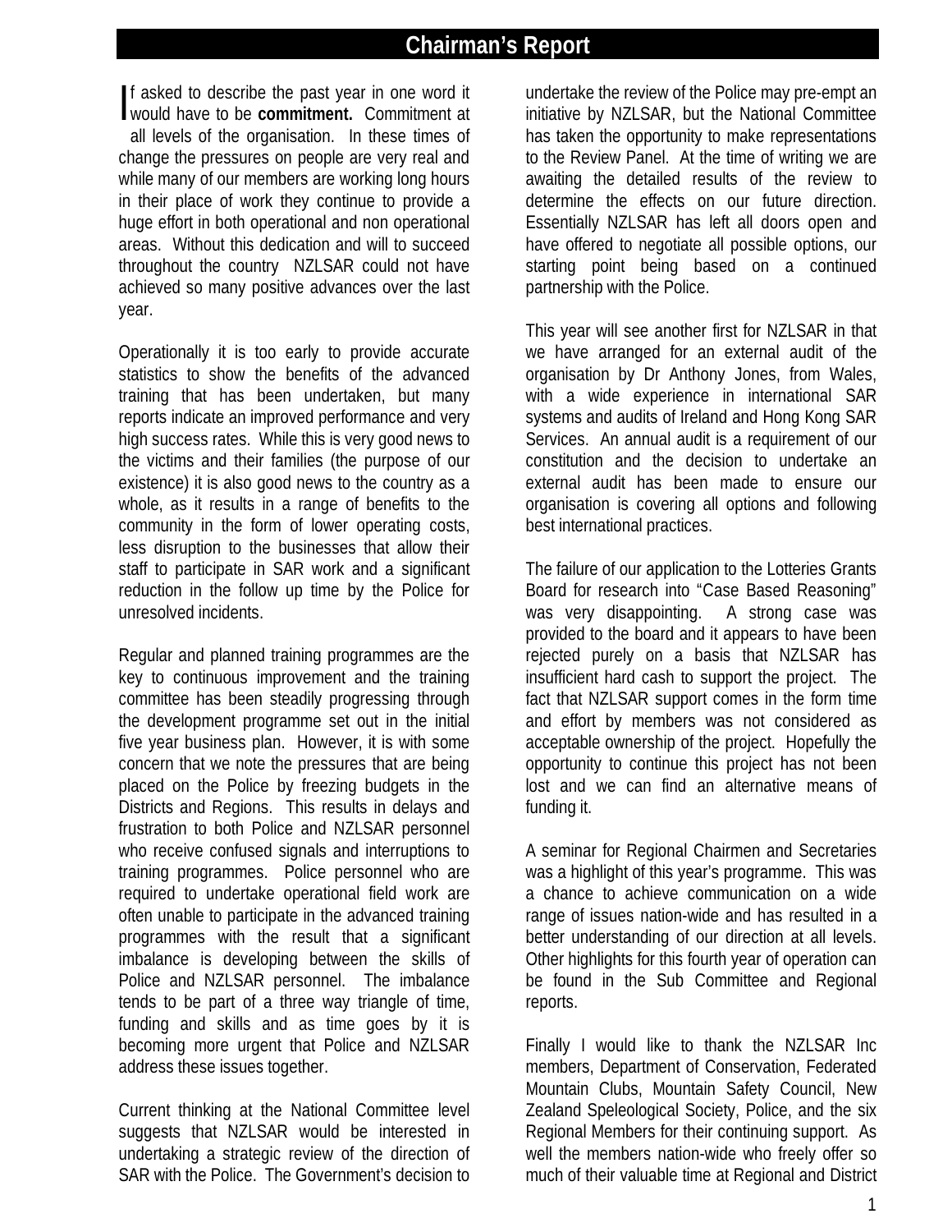# Chairman's Report

If asked to describe the past year in one word it would have to be **commitment.** Commitment at all levels of the organisation. In these times of change the pressures on people are very real and while many of our members are working long hours in their place of work they continue to provide a huge effort in both operational and non operational areas. Without this dedication and will to succeed throughout the country NZLSAR could not have achieved so many positive advances over the last year.

Operationally it is too early to provide accurate statistics to show the benefits of the advanced training that has been undertaken, but many reports indicate an improved performance and very high success rates. While this is very good news to the victims and their families (the purpose of our existence) it is also good news to the country as a whole, as it results in a range of benefits to the community in the form of lower operating costs, less disruption to the businesses that allow their staff to participate in SAR work and a significant reduction in the follow up time by the Police for unresolved incidents.

Regular and planned training programmes are the key to continuous improvement and the training committee has been steadily progressing through the development programme set out in the initial five year business plan. However, it is with some concern that we note the pressures that are being placed on the Police by freezing budgets in the Districts and Regions. This results in delays and frustration to both Police and NZLSAR personnel who receive confused signals and interruptions to training programmes. Police personnel who are required to undertake operational field work are often unable to participate in the advanced training programmes with the result that a significant imbalance is developing between the skills of Police and NZLSAR personnel. The imbalance tends to be part of a three way triangle of time, funding and skills and as time goes by it is becoming more urgent that Police and NZLSAR address these issues together.

Current thinking at the National Committee level suggests that NZLSAR would be interested in undertaking a strategic review of the direction of SAR with the Police. The Government's decision to undertake the review of the Police may pre-empt an initiative by NZLSAR, but the National Committee has taken the opportunity to make representations to the Review Panel. At the time of writing we are awaiting the detailed results of the review to determine the effects on our future direction. Essentially NZLSAR has left all doors open and have offered to negotiate all possible options, our starting point being based on a continued partnership with the Police.

This year will see another first for NZLSAR in that we have arranged for an external audit of the organisation by Dr Anthony Jones, from Wales, with a wide experience in international SAR systems and audits of Ireland and Hong Kong SAR Services. An annual audit is a requirement of our constitution and the decision to undertake an external audit has been made to ensure our organisation is covering all options and following best international practices.

The failure of our application to the Lotteries Grants Board for research into "Case Based Reasoning" was very disappointing. A strong case was provided to the board and it appears to have been rejected purely on a basis that NZLSAR has insufficient hard cash to support the project. The fact that NZLSAR support comes in the form time and effort by members was not considered as acceptable ownership of the project. Hopefully the opportunity to continue this project has not been lost and we can find an alternative means of funding it.

A seminar for Regional Chairmen and Secretaries was a highlight of this year's programme. This was a chance to achieve communication on a wide range of issues nation-wide and has resulted in a better understanding of our direction at all levels. Other highlights for this fourth year of operation can be found in the Sub Committee and Regional reports.

Finally I would like to thank the NZLSAR Inc members, Department of Conservation, Federated Mountain Clubs, Mountain Safety Council, New Zealand Speleological Society, Police, and the six Regional Members for their continuing support. As well the members nation-wide who freely offer so much of their valuable time at Regional and District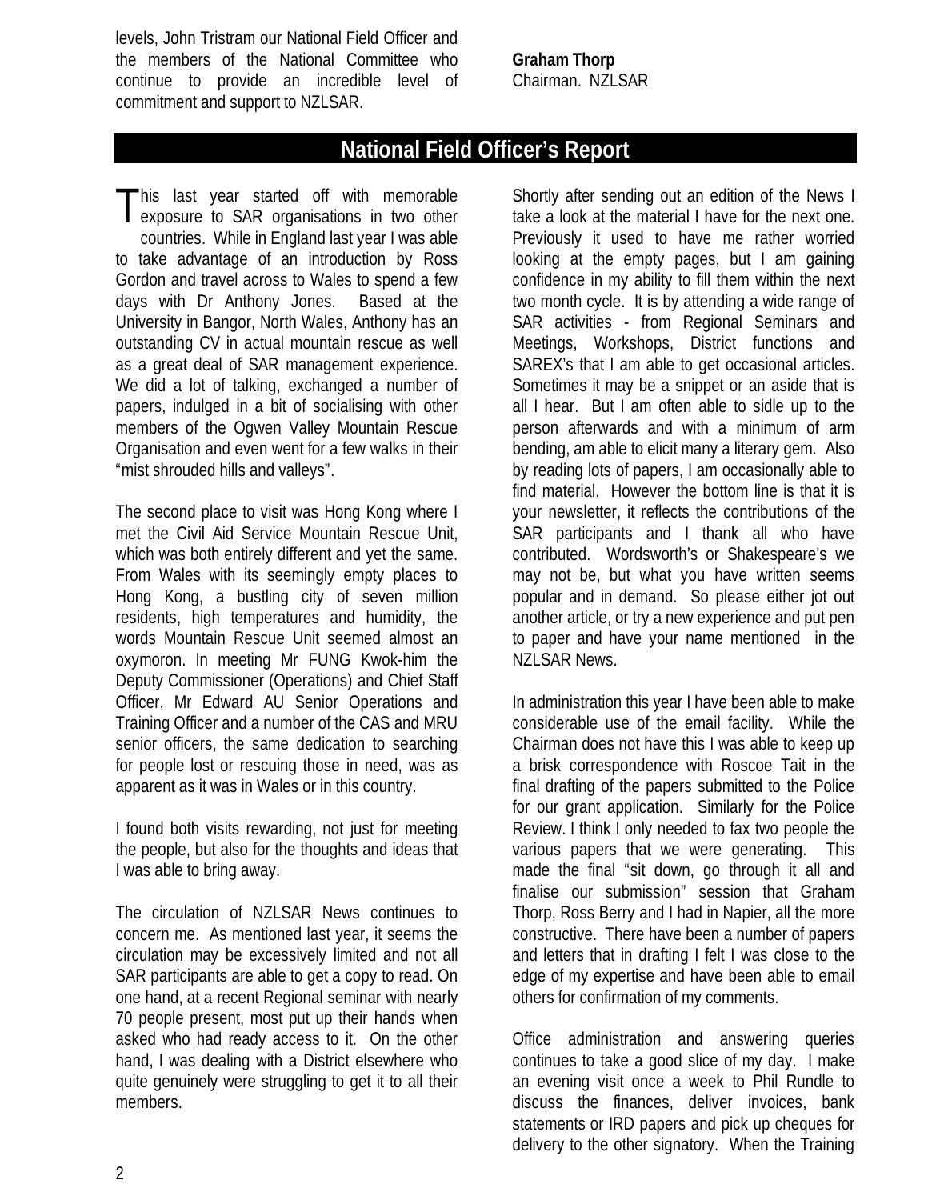levels, John Tristram our National Field Officer and the members of the National Committee who continue to provide an incredible level of commitment and support to NZLSAR.

**Graham Thorp**
Chairman. NZLSAR

## National Field Officer's Report

This last year started off with memorable exposure to SAR organisations in two other countries. While in England last year I was able to take advantage of an introduction by Ross Gordon and travel across to Wales to spend a few days with Dr Anthony Jones. Based at the University in Bangor, North Wales, Anthony has an outstanding CV in actual mountain rescue as well as a great deal of SAR management experience. We did a lot of talking, exchanged a number of papers, indulged in a bit of socialising with other members of the Ogwen Valley Mountain Rescue Organisation and even went for a few walks in their "mist shrouded hills and valleys".

The second place to visit was Hong Kong where I met the Civil Aid Service Mountain Rescue Unit, which was both entirely different and yet the same. From Wales with its seemingly empty places to Hong Kong, a bustling city of seven million residents, high temperatures and humidity, the words Mountain Rescue Unit seemed almost an oxymoron. In meeting Mr FUNG Kwok-him the Deputy Commissioner (Operations) and Chief Staff Officer, Mr Edward AU Senior Operations and Training Officer and a number of the CAS and MRU senior officers, the same dedication to searching for people lost or rescuing those in need, was as apparent as it was in Wales or in this country.

I found both visits rewarding, not just for meeting the people, but also for the thoughts and ideas that I was able to bring away.

The circulation of NZLSAR News continues to concern me. As mentioned last year, it seems the circulation may be excessively limited and not all SAR participants are able to get a copy to read. On one hand, at a recent Regional seminar with nearly 70 people present, most put up their hands when asked who had ready access to it. On the other hand, I was dealing with a District elsewhere who quite genuinely were struggling to get it to all their members.

Shortly after sending out an edition of the News I take a look at the material I have for the next one. Previously it used to have me rather worried looking at the empty pages, but I am gaining confidence in my ability to fill them within the next two month cycle. It is by attending a wide range of SAR activities - from Regional Seminars and Meetings, Workshops, District functions and SAREX's that I am able to get occasional articles. Sometimes it may be a snippet or an aside that is all I hear. But I am often able to sidle up to the person afterwards and with a minimum of arm bending, am able to elicit many a literary gem. Also by reading lots of papers, I am occasionally able to find material. However the bottom line is that it is your newsletter, it reflects the contributions of the SAR participants and I thank all who have contributed. Wordsworth's or Shakespeare's we may not be, but what you have written seems popular and in demand. So please either jot out another article, or try a new experience and put pen to paper and have your name mentioned in the NZLSAR News.

In administration this year I have been able to make considerable use of the email facility. While the Chairman does not have this I was able to keep up a brisk correspondence with Roscoe Tait in the final drafting of the papers submitted to the Police for our grant application. Similarly for the Police Review. I think I only needed to fax two people the various papers that we were generating. This made the final "sit down, go through it all and finalise our submission" session that Graham Thorp, Ross Berry and I had in Napier, all the more constructive. There have been a number of papers and letters that in drafting I felt I was close to the edge of my expertise and have been able to email others for confirmation of my comments.

Office administration and answering queries continues to take a good slice of my day. I make an evening visit once a week to Phil Rundle to discuss the finances, deliver invoices, bank statements or IRD papers and pick up cheques for delivery to the other signatory. When the Training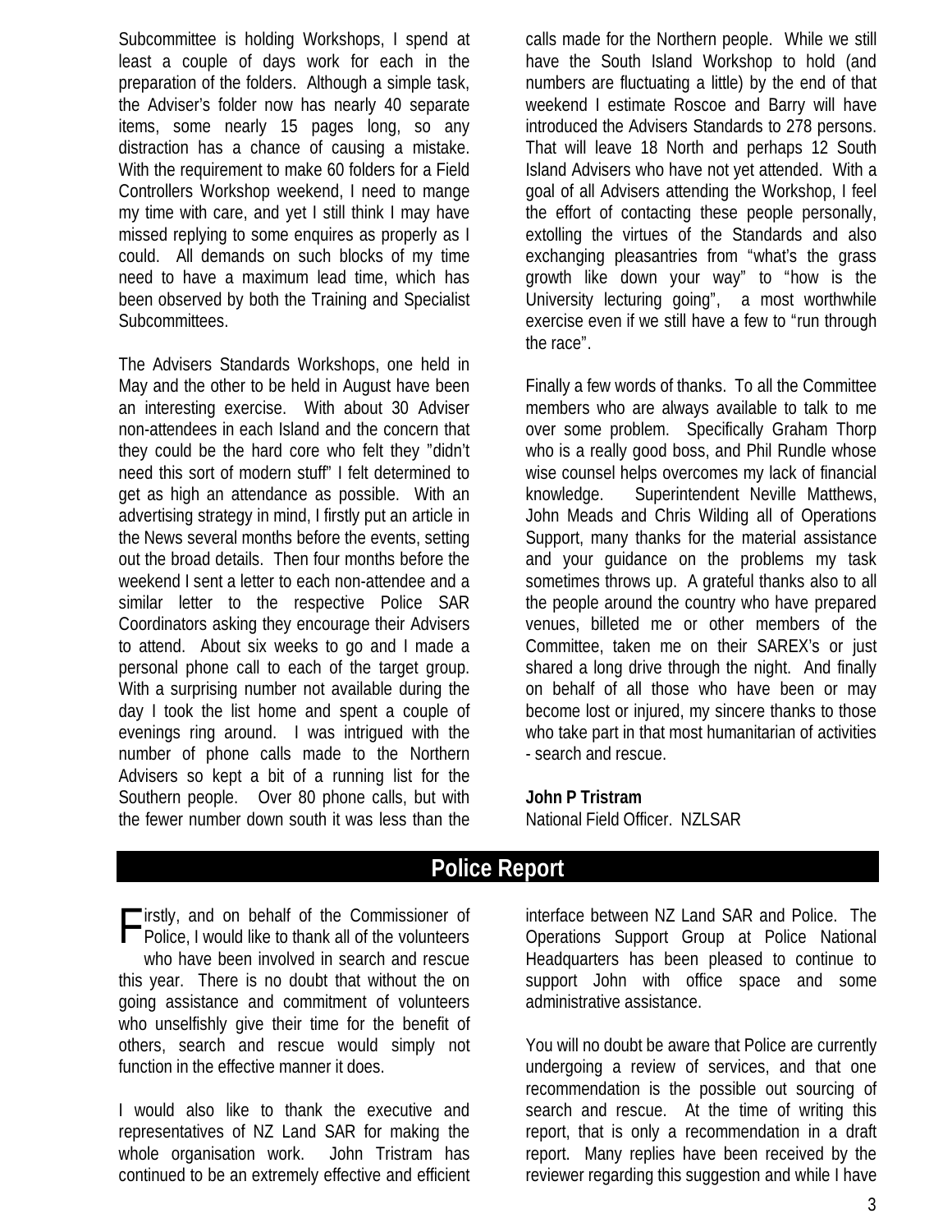Subcommittee is holding Workshops, I spend at least a couple of days work for each in the preparation of the folders. Although a simple task, the Adviser's folder now has nearly 40 separate items, some nearly 15 pages long, so any distraction has a chance of causing a mistake. With the requirement to make 60 folders for a Field Controllers Workshop weekend, I need to mange my time with care, and yet I still think I may have missed replying to some enquires as properly as I could. All demands on such blocks of my time need to have a maximum lead time, which has been observed by both the Training and Specialist Subcommittees.

The Advisers Standards Workshops, one held in May and the other to be held in August have been an interesting exercise. With about 30 Adviser non-attendees in each Island and the concern that they could be the hard core who felt they "didn't need this sort of modern stuff" I felt determined to get as high an attendance as possible. With an advertising strategy in mind, I firstly put an article in the News several months before the events, setting out the broad details. Then four months before the weekend I sent a letter to each non-attendee and a similar letter to the respective Police SAR Coordinators asking they encourage their Advisers to attend. About six weeks to go and I made a personal phone call to each of the target group. With a surprising number not available during the day I took the list home and spent a couple of evenings ring around. I was intrigued with the number of phone calls made to the Northern Advisers so kept a bit of a running list for the Southern people. Over 80 phone calls, but with the fewer number down south it was less than the calls made for the Northern people. While we still have the South Island Workshop to hold (and numbers are fluctuating a little) by the end of that weekend I estimate Roscoe and Barry will have introduced the Advisers Standards to 278 persons. That will leave 18 North and perhaps 12 South Island Advisers who have not yet attended. With a goal of all Advisers attending the Workshop, I feel the effort of contacting these people personally, extolling the virtues of the Standards and also exchanging pleasantries from "what's the grass growth like down your way" to "how is the University lecturing going", a most worthwhile exercise even if we still have a few to "run through the race".

Finally a few words of thanks. To all the Committee members who are always available to talk to me over some problem. Specifically Graham Thorp who is a really good boss, and Phil Rundle whose wise counsel helps overcomes my lack of financial knowledge. Superintendent Neville Matthews, John Meads and Chris Wilding all of Operations Support, many thanks for the material assistance and your guidance on the problems my task sometimes throws up. A grateful thanks also to all the people around the country who have prepared venues, billeted me or other members of the Committee, taken me on their SAREX's or just shared a long drive through the night. And finally on behalf of all those who have been or may become lost or injured, my sincere thanks to those who take part in that most humanitarian of activities - search and rescue.

**John P Tristram**
National Field Officer. NZLSAR

## Police Report

Firstly, and on behalf of the Commissioner of Police, I would like to thank all of the volunteers who have been involved in search and rescue this year. There is no doubt that without the on going assistance and commitment of volunteers who unselfishly give their time for the benefit of others, search and rescue would simply not function in the effective manner it does.

I would also like to thank the executive and representatives of NZ Land SAR for making the whole organisation work. John Tristram has continued to be an extremely effective and efficient interface between NZ Land SAR and Police. The Operations Support Group at Police National Headquarters has been pleased to continue to support John with office space and some administrative assistance.

You will no doubt be aware that Police are currently undergoing a review of services, and that one recommendation is the possible out sourcing of search and rescue. At the time of writing this report, that is only a recommendation in a draft report. Many replies have been received by the reviewer regarding this suggestion and while I have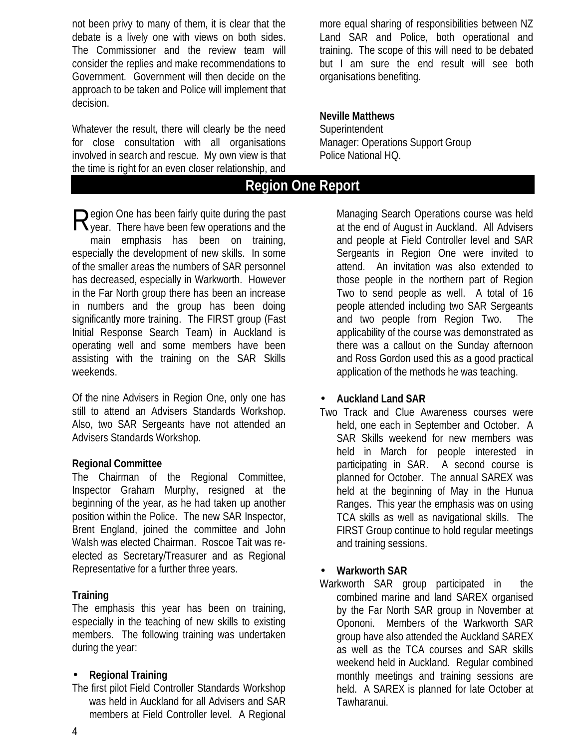not been privy to many of them, it is clear that the debate is a lively one with views on both sides. The Commissioner and the review team will consider the replies and make recommendations to Government. Government will then decide on the approach to be taken and Police will implement that decision.

Whatever the result, there will clearly be the need for close consultation with all organisations involved in search and rescue. My own view is that the time is right for an even closer relationship, and more equal sharing of responsibilities between NZ Land SAR and Police, both operational and training. The scope of this will need to be debated but I am sure the end result will see both organisations benefiting.

**Neville Matthews**
Superintendent
Manager: Operations Support Group
Police National HQ.

## Region One Report

Region One has been fairly quite during the past year. There have been few operations and the main emphasis has been on training, especially the development of new skills. In some of the smaller areas the numbers of SAR personnel has decreased, especially in Warkworth. However in the Far North group there has been an increase in numbers and the group has been doing significantly more training. The FIRST group (Fast Initial Response Search Team) in Auckland is operating well and some members have been assisting with the training on the SAR Skills weekends.

Of the nine Advisers in Region One, only one has still to attend an Advisers Standards Workshop. Also, two SAR Sergeants have not attended an Advisers Standards Workshop.

**Regional Committee**
The Chairman of the Regional Committee, Inspector Graham Murphy, resigned at the beginning of the year, as he had taken up another position within the Police. The new SAR Inspector, Brent England, joined the committee and John Walsh was elected Chairman. Roscoe Tait was re-elected as Secretary/Treasurer and as Regional Representative for a further three years.

**Training**
The emphasis this year has been on training, especially in the teaching of new skills to existing members. The following training was undertaken during the year:

- **Regional Training**

The first pilot Field Controller Standards Workshop was held in Auckland for all Advisers and SAR members at Field Controller level. A Regional Managing Search Operations course was held at the end of August in Auckland. All Advisers and people at Field Controller level and SAR Sergeants in Region One were invited to attend. An invitation was also extended to those people in the northern part of Region Two to send people as well. A total of 16 people attended including two SAR Sergeants and two people from Region Two. The applicability of the course was demonstrated as there was a callout on the Sunday afternoon and Ross Gordon used this as a good practical application of the methods he was teaching.

- **Auckland Land SAR**

Two Track and Clue Awareness courses were held, one each in September and October. A SAR Skills weekend for new members was held in March for people interested in participating in SAR. A second course is planned for October. The annual SAREX was held at the beginning of May in the Hunua Ranges. This year the emphasis was on using TCA skills as well as navigational skills. The FIRST Group continue to hold regular meetings and training sessions.

- **Warkworth SAR**

Warkworth SAR group participated in the combined marine and land SAREX organised by the Far North SAR group in November at Opononi. Members of the Warkworth SAR group have also attended the Auckland SAREX as well as the TCA courses and SAR skills weekend held in Auckland. Regular combined monthly meetings and training sessions are held. A SAREX is planned for late October at Tawharanui.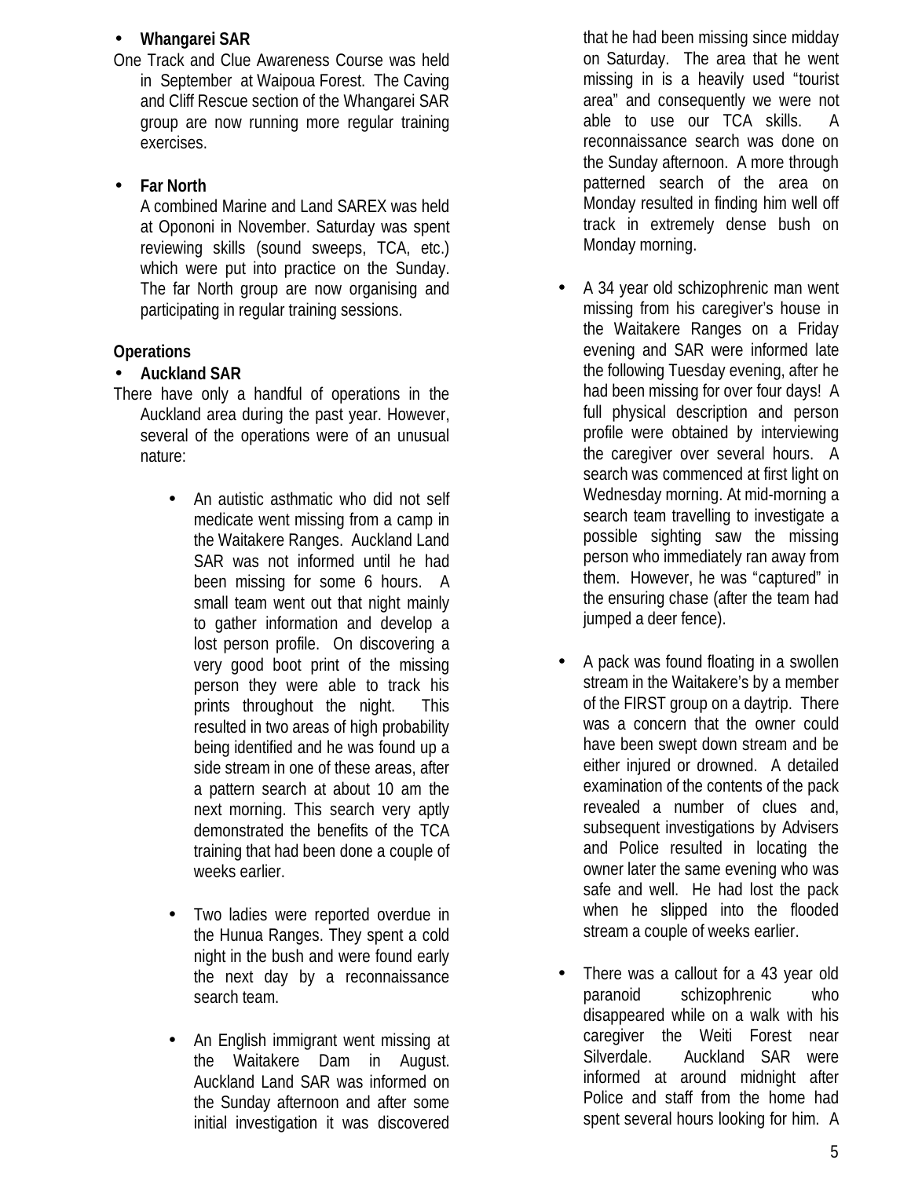- **Whangarei SAR**

One Track and Clue Awareness Course was held in September at Waipoua Forest. The Caving and Cliff Rescue section of the Whangarei SAR group are now running more regular training exercises.

- **Far North**

  A combined Marine and Land SAREX was held at Opononi in November. Saturday was spent reviewing skills (sound sweeps, TCA, etc.) which were put into practice on the Sunday. The far North group are now organising and participating in regular training sessions.

**Operations**

- **Auckland SAR**

There have only a handful of operations in the Auckland area during the past year. However, several of the operations were of an unusual nature:

  - An autistic asthmatic who did not self medicate went missing from a camp in the Waitakere Ranges. Auckland Land SAR was not informed until he had been missing for some 6 hours. A small team went out that night mainly to gather information and develop a lost person profile. On discovering a very good boot print of the missing person they were able to track his prints throughout the night. This resulted in two areas of high probability being identified and he was found up a side stream in one of these areas, after a pattern search at about 10 am the next morning. This search very aptly demonstrated the benefits of the TCA training that had been done a couple of weeks earlier.

  - Two ladies were reported overdue in the Hunua Ranges. They spent a cold night in the bush and were found early the next day by a reconnaissance search team.

  - An English immigrant went missing at the Waitakere Dam in August. Auckland Land SAR was informed on the Sunday afternoon and after some initial investigation it was discovered that he had been missing since midday on Saturday. The area that he went missing in is a heavily used “tourist area” and consequently we were not able to use our TCA skills. A reconnaissance search was done on the Sunday afternoon. A more through patterned search of the area on Monday resulted in finding him well off track in extremely dense bush on Monday morning.

  - A 34 year old schizophrenic man went missing from his caregiver's house in the Waitakere Ranges on a Friday evening and SAR were informed late the following Tuesday evening, after he had been missing for over four days! A full physical description and person profile were obtained by interviewing the caregiver over several hours. A search was commenced at first light on Wednesday morning. At mid-morning a search team travelling to investigate a possible sighting saw the missing person who immediately ran away from them. However, he was “captured” in the ensuring chase (after the team had jumped a deer fence).

  - A pack was found floating in a swollen stream in the Waitakere's by a member of the FIRST group on a daytrip. There was a concern that the owner could have been swept down stream and be either injured or drowned. A detailed examination of the contents of the pack revealed a number of clues and, subsequent investigations by Advisers and Police resulted in locating the owner later the same evening who was safe and well. He had lost the pack when he slipped into the flooded stream a couple of weeks earlier.

  - There was a callout for a 43 year old paranoid schizophrenic who disappeared while on a walk with his caregiver the Weiti Forest near Silverdale. Auckland SAR were informed at around midnight after Police and staff from the home had spent several hours looking for him. A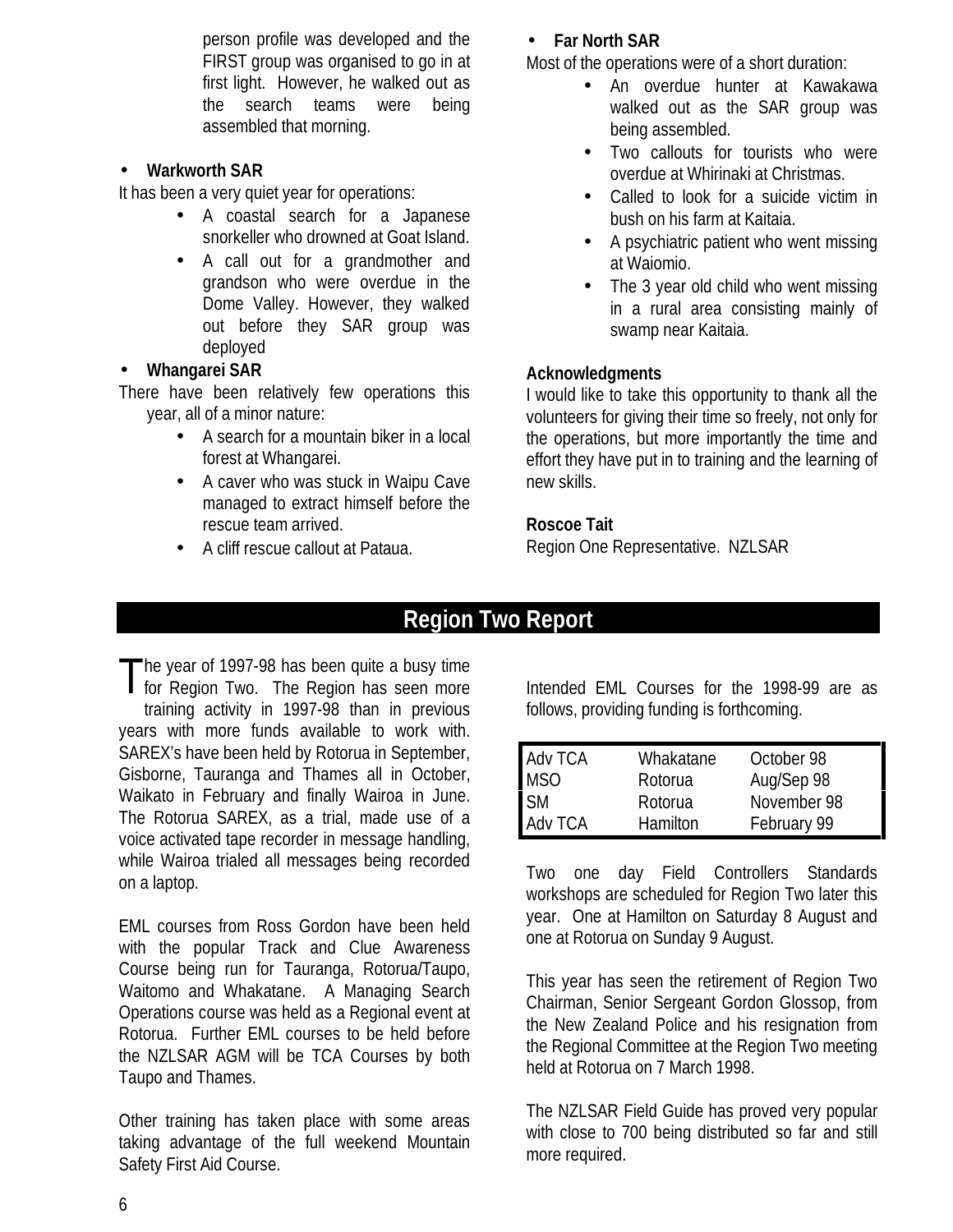person profile was developed and the FIRST group was organised to go in at first light. However, he walked out as the search teams were being assembled that morning.

- **Warkworth SAR**

It has been a very quiet year for operations:

- A coastal search for a Japanese snorkeller who drowned at Goat Island.
- A call out for a grandmother and grandson who were overdue in the Dome Valley. However, they walked out before they SAR group was deployed

- **Whangarei SAR**

There have been relatively few operations this year, all of a minor nature:

- A search for a mountain biker in a local forest at Whangarei.
- A caver who was stuck in Waipu Cave managed to extract himself before the rescue team arrived.
- A cliff rescue callout at Pataua.

- **Far North SAR**

Most of the operations were of a short duration:

- An overdue hunter at Kawakawa walked out as the SAR group was being assembled.
- Two callouts for tourists who were overdue at Whirinaki at Christmas.
- Called to look for a suicide victim in bush on his farm at Kaitaia.
- A psychiatric patient who went missing at Waiomio.
- The 3 year old child who went missing in a rural area consisting mainly of swamp near Kaitaia.

**Acknowledgments**

I would like to take this opportunity to thank all the volunteers for giving their time so freely, not only for the operations, but more importantly the time and effort they have put in to training and the learning of new skills.

**Roscoe Tait**
Region One Representative. NZLSAR

## Region Two Report

The year of 1997-98 has been quite a busy time for Region Two. The Region has seen more training activity in 1997-98 than in previous years with more funds available to work with. SAREX's have been held by Rotorua in September, Gisborne, Tauranga and Thames all in October, Waikato in February and finally Wairoa in June. The Rotorua SAREX, as a trial, made use of a voice activated tape recorder in message handling, while Wairoa trialed all messages being recorded on a laptop.

EML courses from Ross Gordon have been held with the popular Track and Clue Awareness Course being run for Tauranga, Rotorua/Taupo, Waitomo and Whakatane. A Managing Search Operations course was held as a Regional event at Rotorua. Further EML courses to be held before the NZLSAR AGM will be TCA Courses by both Taupo and Thames.

Other training has taken place with some areas taking advantage of the full weekend Mountain Safety First Aid Course.

Intended EML Courses for the 1998-99 are as follows, providing funding is forthcoming.

| | | |
|---|---|---|
| Adv TCA | Whakatane | October 98 |
| MSO | Rotorua | Aug/Sep 98 |
| SM | Rotorua | November 98 |
| Adv TCA | Hamilton | February 99 |

Two one day Field Controllers Standards workshops are scheduled for Region Two later this year. One at Hamilton on Saturday 8 August and one at Rotorua on Sunday 9 August.

This year has seen the retirement of Region Two Chairman, Senior Sergeant Gordon Glossop, from the New Zealand Police and his resignation from the Regional Committee at the Region Two meeting held at Rotorua on 7 March 1998.

The NZLSAR Field Guide has proved very popular with close to 700 being distributed so far and still more required.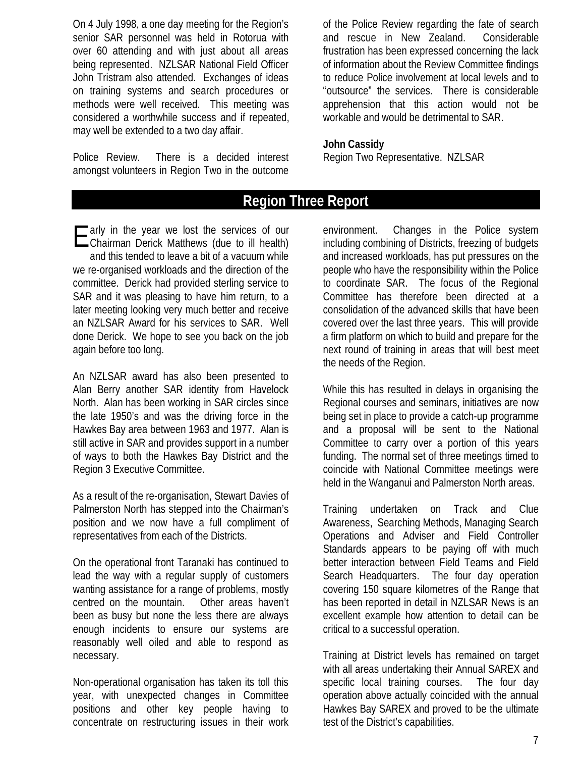On 4 July 1998, a one day meeting for the Region's senior SAR personnel was held in Rotorua with over 60 attending and with just about all areas being represented. NZLSAR National Field Officer John Tristram also attended. Exchanges of ideas on training systems and search procedures or methods were well received. This meeting was considered a worthwhile success and if repeated, may well be extended to a two day affair.

Police Review. There is a decided interest amongst volunteers in Region Two in the outcome of the Police Review regarding the fate of search and rescue in New Zealand. Considerable frustration has been expressed concerning the lack of information about the Review Committee findings to reduce Police involvement at local levels and to "outsource" the services. There is considerable apprehension that this action would not be workable and would be detrimental to SAR.

**John Cassidy**
Region Two Representative. NZLSAR

## Region Three Report

Early in the year we lost the services of our Chairman Derick Matthews (due to ill health) and this tended to leave a bit of a vacuum while we re-organised workloads and the direction of the committee. Derick had provided sterling service to SAR and it was pleasing to have him return, to a later meeting looking very much better and receive an NZLSAR Award for his services to SAR. Well done Derick. We hope to see you back on the job again before too long.

An NZLSAR award has also been presented to Alan Berry another SAR identity from Havelock North. Alan has been working in SAR circles since the late 1950's and was the driving force in the Hawkes Bay area between 1963 and 1977. Alan is still active in SAR and provides support in a number of ways to both the Hawkes Bay District and the Region 3 Executive Committee.

As a result of the re-organisation, Stewart Davies of Palmerston North has stepped into the Chairman's position and we now have a full compliment of representatives from each of the Districts.

On the operational front Taranaki has continued to lead the way with a regular supply of customers wanting assistance for a range of problems, mostly centred on the mountain. Other areas haven't been as busy but none the less there are always enough incidents to ensure our systems are reasonably well oiled and able to respond as necessary.

Non-operational organisation has taken its toll this year, with unexpected changes in Committee positions and other key people having to concentrate on restructuring issues in their work environment. Changes in the Police system including combining of Districts, freezing of budgets and increased workloads, has put pressures on the people who have the responsibility within the Police to coordinate SAR. The focus of the Regional Committee has therefore been directed at a consolidation of the advanced skills that have been covered over the last three years. This will provide a firm platform on which to build and prepare for the next round of training in areas that will best meet the needs of the Region.

While this has resulted in delays in organising the Regional courses and seminars, initiatives are now being set in place to provide a catch-up programme and a proposal will be sent to the National Committee to carry over a portion of this years funding. The normal set of three meetings timed to coincide with National Committee meetings were held in the Wanganui and Palmerston North areas.

Training undertaken on Track and Clue Awareness, Searching Methods, Managing Search Operations and Adviser and Field Controller Standards appears to be paying off with much better interaction between Field Teams and Field Search Headquarters. The four day operation covering 150 square kilometres of the Range that has been reported in detail in NZLSAR News is an excellent example how attention to detail can be critical to a successful operation.

Training at District levels has remained on target with all areas undertaking their Annual SAREX and specific local training courses. The four day operation above actually coincided with the annual Hawkes Bay SAREX and proved to be the ultimate test of the District's capabilities.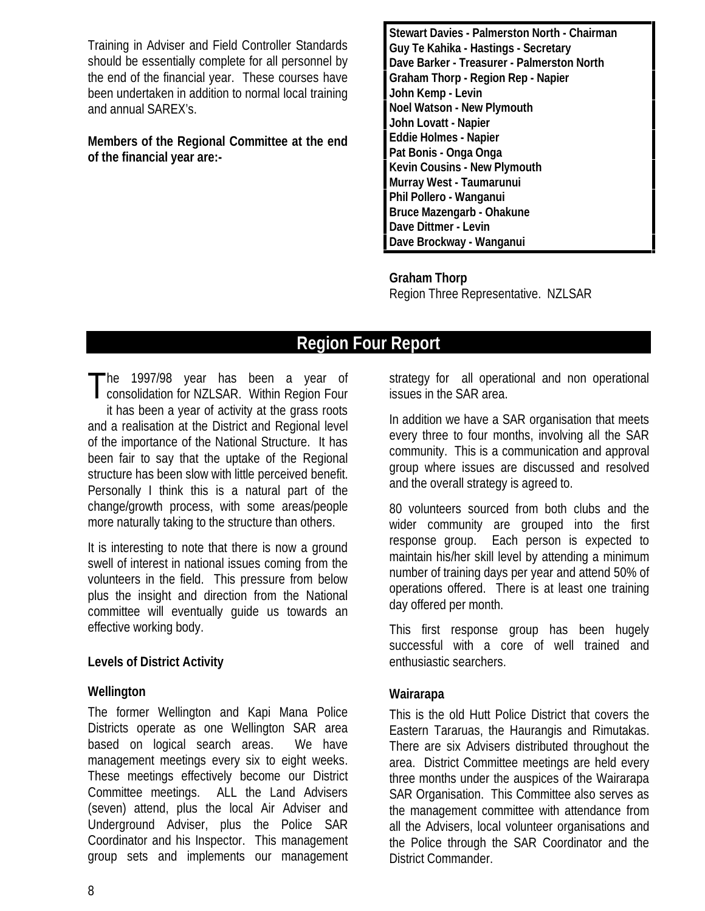Training in Adviser and Field Controller Standards should be essentially complete for all personnel by the end of the financial year. These courses have been undertaken in addition to normal local training and annual SAREX's.

**Members of the Regional Committee at the end of the financial year are:-**

**Stewart Davies - Palmerston North - Chairman**
**Guy Te Kahika - Hastings - Secretary**
**Dave Barker - Treasurer - Palmerston North**
**Graham Thorp - Region Rep - Napier**
**John Kemp - Levin**
**Noel Watson - New Plymouth**
**John Lovatt - Napier**
**Eddie Holmes - Napier**
**Pat Bonis - Onga Onga**
**Kevin Cousins - New Plymouth**
**Murray West - Taumarunui**
**Phil Pollero - Wanganui**
**Bruce Mazengarb - Ohakune**
**Dave Dittmer - Levin**
**Dave Brockway - Wanganui**

**Graham Thorp**
Region Three Representative. NZLSAR

## Region Four Report

The 1997/98 year has been a year of consolidation for NZLSAR. Within Region Four it has been a year of activity at the grass roots and a realisation at the District and Regional level of the importance of the National Structure. It has been fair to say that the uptake of the Regional structure has been slow with little perceived benefit. Personally I think this is a natural part of the change/growth process, with some areas/people more naturally taking to the structure than others.

It is interesting to note that there is now a ground swell of interest in national issues coming from the volunteers in the field. This pressure from below plus the insight and direction from the National committee will eventually guide us towards an effective working body.

### Levels of District Activity

#### Wellington

The former Wellington and Kapi Mana Police Districts operate as one Wellington SAR area based on logical search areas. We have management meetings every six to eight weeks. These meetings effectively become our District Committee meetings. ALL the Land Advisers (seven) attend, plus the local Air Adviser and Underground Adviser, plus the Police SAR Coordinator and his Inspector. This management group sets and implements our management strategy for all operational and non operational issues in the SAR area.

In addition we have a SAR organisation that meets every three to four months, involving all the SAR community. This is a communication and approval group where issues are discussed and resolved and the overall strategy is agreed to.

80 volunteers sourced from both clubs and the wider community are grouped into the first response group. Each person is expected to maintain his/her skill level by attending a minimum number of training days per year and attend 50% of operations offered. There is at least one training day offered per month.

This first response group has been hugely successful with a core of well trained and enthusiastic searchers.

#### Wairarapa

This is the old Hutt Police District that covers the Eastern Tararuas, the Haurangis and Rimutakas. There are six Advisers distributed throughout the area. District Committee meetings are held every three months under the auspices of the Wairarapa SAR Organisation. This Committee also serves as the management committee with attendance from all the Advisers, local volunteer organisations and the Police through the SAR Coordinator and the District Commander.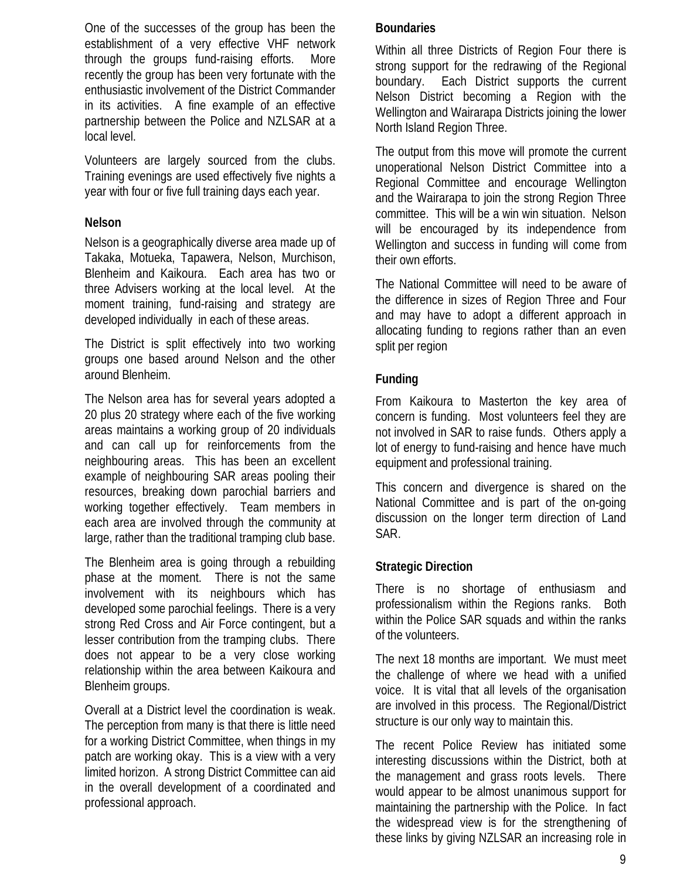One of the successes of the group has been the establishment of a very effective VHF network through the groups fund-raising efforts. More recently the group has been very fortunate with the enthusiastic involvement of the District Commander in its activities. A fine example of an effective partnership between the Police and NZLSAR at a local level.

Volunteers are largely sourced from the clubs. Training evenings are used effectively five nights a year with four or five full training days each year.

### Nelson

Nelson is a geographically diverse area made up of Takaka, Motueka, Tapawera, Nelson, Murchison, Blenheim and Kaikoura. Each area has two or three Advisers working at the local level. At the moment training, fund-raising and strategy are developed individually in each of these areas.

The District is split effectively into two working groups one based around Nelson and the other around Blenheim.

The Nelson area has for several years adopted a 20 plus 20 strategy where each of the five working areas maintains a working group of 20 individuals and can call up for reinforcements from the neighbouring areas. This has been an excellent example of neighbouring SAR areas pooling their resources, breaking down parochial barriers and working together effectively. Team members in each area are involved through the community at large, rather than the traditional tramping club base.

The Blenheim area is going through a rebuilding phase at the moment. There is not the same involvement with its neighbours which has developed some parochial feelings. There is a very strong Red Cross and Air Force contingent, but a lesser contribution from the tramping clubs. There does not appear to be a very close working relationship within the area between Kaikoura and Blenheim groups.

Overall at a District level the coordination is weak. The perception from many is that there is little need for a working District Committee, when things in my patch are working okay. This is a view with a very limited horizon. A strong District Committee can aid in the overall development of a coordinated and professional approach.

### Boundaries

Within all three Districts of Region Four there is strong support for the redrawing of the Regional boundary. Each District supports the current Nelson District becoming a Region with the Wellington and Wairarapa Districts joining the lower North Island Region Three.

The output from this move will promote the current unoperational Nelson District Committee into a Regional Committee and encourage Wellington and the Wairarapa to join the strong Region Three committee. This will be a win win situation. Nelson will be encouraged by its independence from Wellington and success in funding will come from their own efforts.

The National Committee will need to be aware of the difference in sizes of Region Three and Four and may have to adopt a different approach in allocating funding to regions rather than an even split per region

### Funding

From Kaikoura to Masterton the key area of concern is funding. Most volunteers feel they are not involved in SAR to raise funds. Others apply a lot of energy to fund-raising and hence have much equipment and professional training.

This concern and divergence is shared on the National Committee and is part of the on-going discussion on the longer term direction of Land SAR.

### Strategic Direction

There is no shortage of enthusiasm and professionalism within the Regions ranks. Both within the Police SAR squads and within the ranks of the volunteers.

The next 18 months are important. We must meet the challenge of where we head with a unified voice. It is vital that all levels of the organisation are involved in this process. The Regional/District structure is our only way to maintain this.

The recent Police Review has initiated some interesting discussions within the District, both at the management and grass roots levels. There would appear to be almost unanimous support for maintaining the partnership with the Police. In fact the widespread view is for the strengthening of these links by giving NZLSAR an increasing role in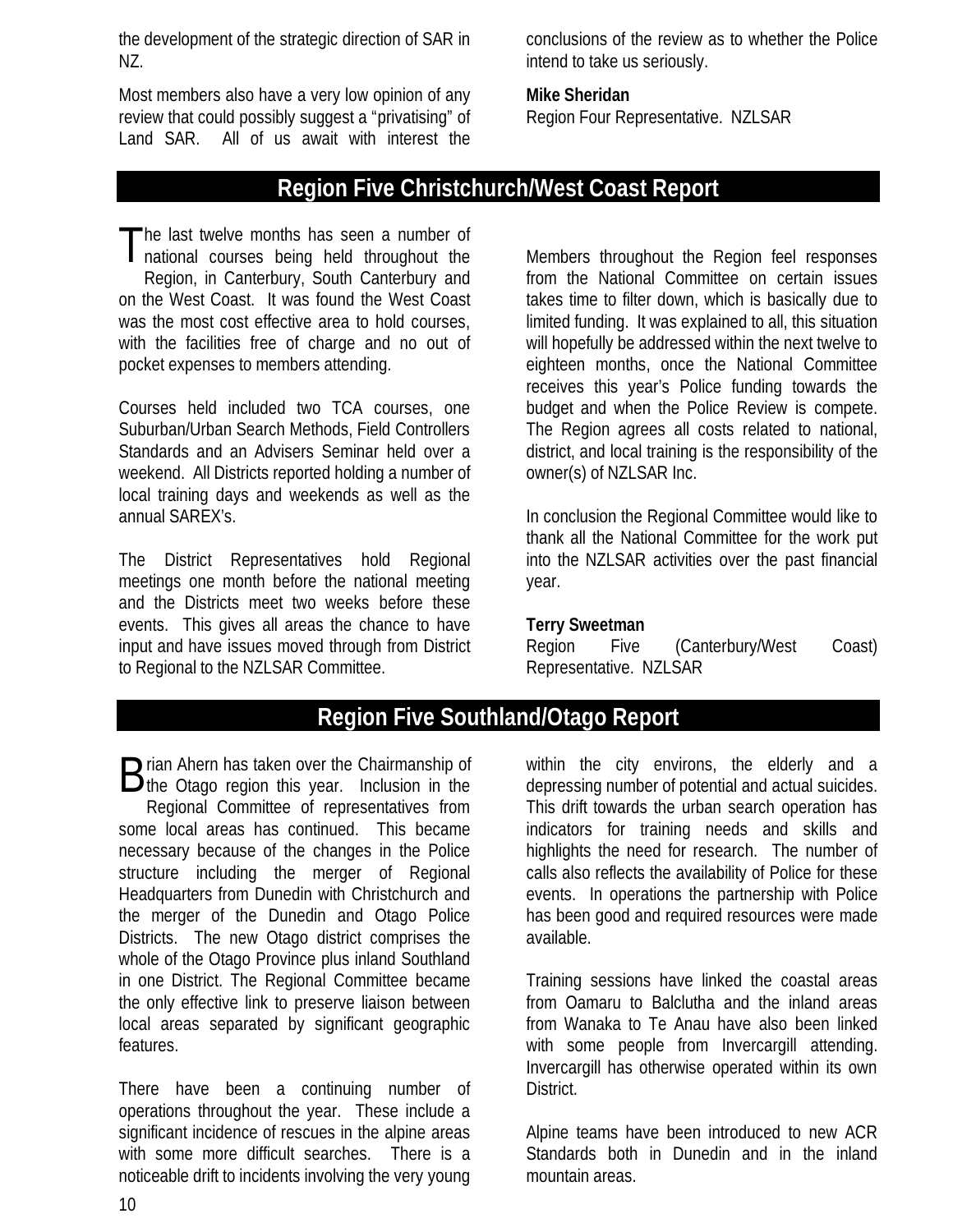the development of the strategic direction of SAR in NZ.

Most members also have a very low opinion of any review that could possibly suggest a "privatising" of Land SAR. All of us await with interest the conclusions of the review as to whether the Police intend to take us seriously.

**Mike Sheridan**
Region Four Representative. NZLSAR

## Region Five Christchurch/West Coast Report

The last twelve months has seen a number of national courses being held throughout the Region, in Canterbury, South Canterbury and on the West Coast. It was found the West Coast was the most cost effective area to hold courses, with the facilities free of charge and no out of pocket expenses to members attending.

Courses held included two TCA courses, one Suburban/Urban Search Methods, Field Controllers Standards and an Advisers Seminar held over a weekend. All Districts reported holding a number of local training days and weekends as well as the annual SAREX's.

The District Representatives hold Regional meetings one month before the national meeting and the Districts meet two weeks before these events. This gives all areas the chance to have input and have issues moved through from District to Regional to the NZLSAR Committee.

Members throughout the Region feel responses from the National Committee on certain issues takes time to filter down, which is basically due to limited funding. It was explained to all, this situation will hopefully be addressed within the next twelve to eighteen months, once the National Committee receives this year's Police funding towards the budget and when the Police Review is compete. The Region agrees all costs related to national, district, and local training is the responsibility of the owner(s) of NZLSAR Inc.

In conclusion the Regional Committee would like to thank all the National Committee for the work put into the NZLSAR activities over the past financial year.

**Terry Sweetman**
Region Five (Canterbury/West Coast) Representative. NZLSAR

## Region Five Southland/Otago Report

Brian Ahern has taken over the Chairmanship of the Otago region this year. Inclusion in the Regional Committee of representatives from some local areas has continued. This became necessary because of the changes in the Police structure including the merger of Regional Headquarters from Dunedin with Christchurch and the merger of the Dunedin and Otago Police Districts. The new Otago district comprises the whole of the Otago Province plus inland Southland in one District. The Regional Committee became the only effective link to preserve liaison between local areas separated by significant geographic features.

There have been a continuing number of operations throughout the year. These include a significant incidence of rescues in the alpine areas with some more difficult searches. There is a noticeable drift to incidents involving the very young within the city environs, the elderly and a depressing number of potential and actual suicides. This drift towards the urban search operation has indicators for training needs and skills and highlights the need for research. The number of calls also reflects the availability of Police for these events. In operations the partnership with Police has been good and required resources were made available.

Training sessions have linked the coastal areas from Oamaru to Balclutha and the inland areas from Wanaka to Te Anau have also been linked with some people from Invercargill attending. Invercargill has otherwise operated within its own District.

Alpine teams have been introduced to new ACR Standards both in Dunedin and in the inland mountain areas.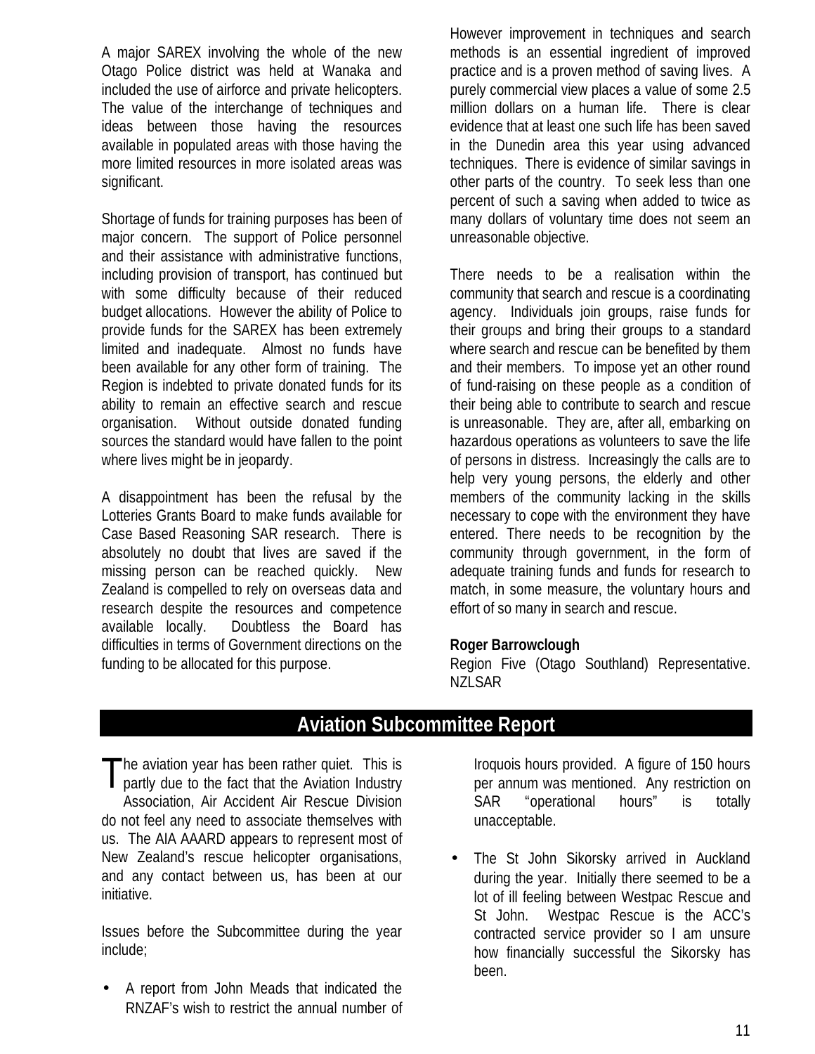A major SAREX involving the whole of the new Otago Police district was held at Wanaka and included the use of airforce and private helicopters. The value of the interchange of techniques and ideas between those having the resources available in populated areas with those having the more limited resources in more isolated areas was significant.

Shortage of funds for training purposes has been of major concern. The support of Police personnel and their assistance with administrative functions, including provision of transport, has continued but with some difficulty because of their reduced budget allocations. However the ability of Police to provide funds for the SAREX has been extremely limited and inadequate. Almost no funds have been available for any other form of training. The Region is indebted to private donated funds for its ability to remain an effective search and rescue organisation. Without outside donated funding sources the standard would have fallen to the point where lives might be in jeopardy.

A disappointment has been the refusal by the Lotteries Grants Board to make funds available for Case Based Reasoning SAR research. There is absolutely no doubt that lives are saved if the missing person can be reached quickly. New Zealand is compelled to rely on overseas data and research despite the resources and competence available locally. Doubtless the Board has difficulties in terms of Government directions on the funding to be allocated for this purpose.

However improvement in techniques and search methods is an essential ingredient of improved practice and is a proven method of saving lives. A purely commercial view places a value of some 2.5 million dollars on a human life. There is clear evidence that at least one such life has been saved in the Dunedin area this year using advanced techniques. There is evidence of similar savings in other parts of the country. To seek less than one percent of such a saving when added to twice as many dollars of voluntary time does not seem an unreasonable objective.

There needs to be a realisation within the community that search and rescue is a coordinating agency. Individuals join groups, raise funds for their groups and bring their groups to a standard where search and rescue can be benefited by them and their members. To impose yet an other round of fund-raising on these people as a condition of their being able to contribute to search and rescue is unreasonable. They are, after all, embarking on hazardous operations as volunteers to save the life of persons in distress. Increasingly the calls are to help very young persons, the elderly and other members of the community lacking in the skills necessary to cope with the environment they have entered. There needs to be recognition by the community through government, in the form of adequate training funds and funds for research to match, in some measure, the voluntary hours and effort of so many in search and rescue.

**Roger Barrowclough**
Region Five (Otago Southland) Representative. NZLSAR

## Aviation Subcommittee Report

The aviation year has been rather quiet. This is partly due to the fact that the Aviation Industry Association, Air Accident Air Rescue Division do not feel any need to associate themselves with us. The AIA AAARD appears to represent most of New Zealand's rescue helicopter organisations, and any contact between us, has been at our initiative.

Issues before the Subcommittee during the year include;

- A report from John Meads that indicated the RNZAF's wish to restrict the annual number of Iroquois hours provided. A figure of 150 hours per annum was mentioned. Any restriction on SAR "operational hours" is totally unacceptable.

- The St John Sikorsky arrived in Auckland during the year. Initially there seemed to be a lot of ill feeling between Westpac Rescue and St John. Westpac Rescue is the ACC's contracted service provider so I am unsure how financially successful the Sikorsky has been.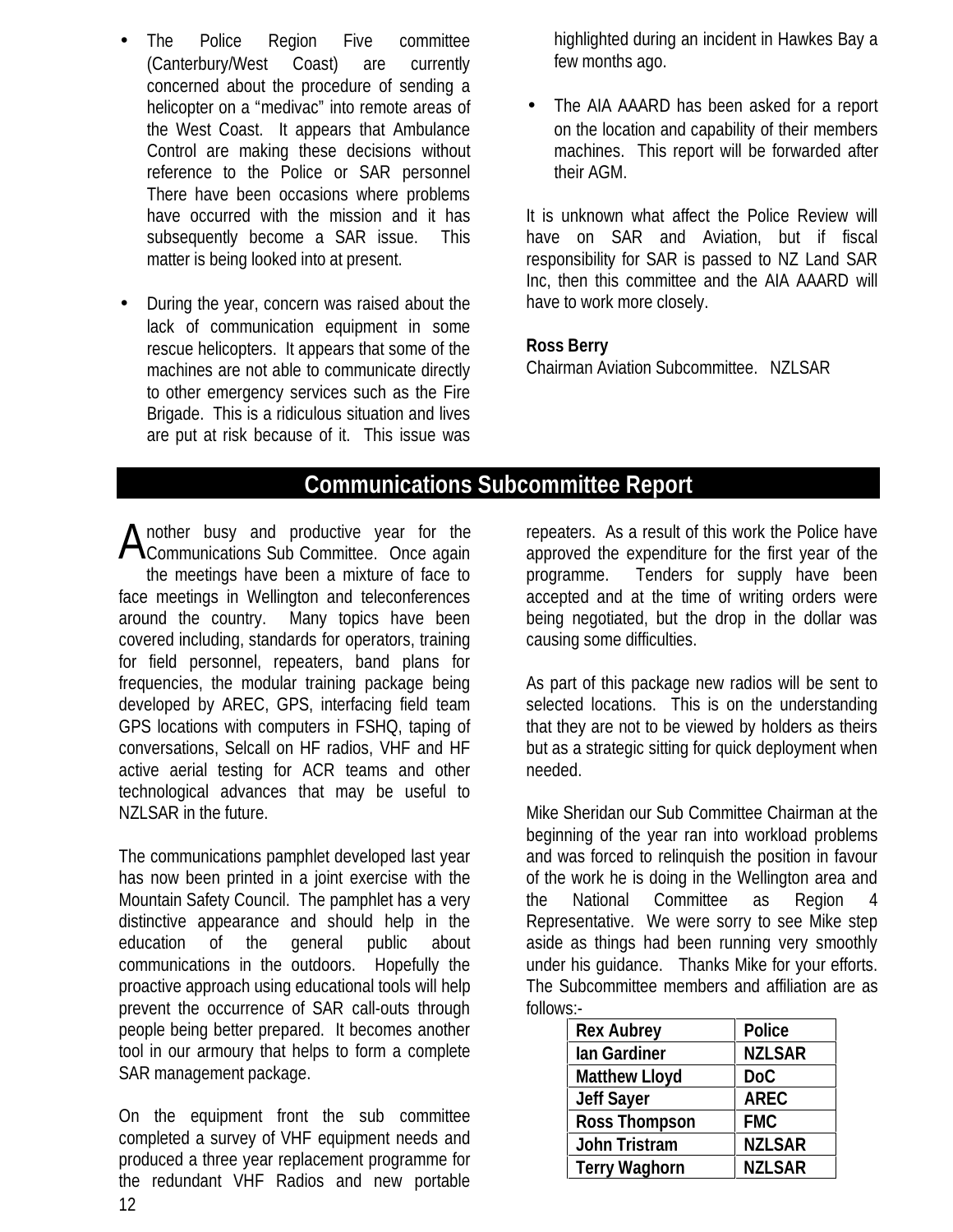- The Police Region Five committee (Canterbury/West Coast) are currently concerned about the procedure of sending a helicopter on a "medivac" into remote areas of the West Coast. It appears that Ambulance Control are making these decisions without reference to the Police or SAR personnel There have been occasions where problems have occurred with the mission and it has subsequently become a SAR issue. This matter is being looked into at present.

- During the year, concern was raised about the lack of communication equipment in some rescue helicopters. It appears that some of the machines are not able to communicate directly to other emergency services such as the Fire Brigade. This is a ridiculous situation and lives are put at risk because of it. This issue was highlighted during an incident in Hawkes Bay a few months ago.

- The AIA AAARD has been asked for a report on the location and capability of their members machines. This report will be forwarded after their AGM.

It is unknown what affect the Police Review will have on SAR and Aviation, but if fiscal responsibility for SAR is passed to NZ Land SAR Inc, then this committee and the AIA AAARD will have to work more closely.

**Ross Berry**
Chairman Aviation Subcommittee. NZLSAR

## Communications Subcommittee Report

Another busy and productive year for the Communications Sub Committee. Once again the meetings have been a mixture of face to face meetings in Wellington and teleconferences around the country. Many topics have been covered including, standards for operators, training for field personnel, repeaters, band plans for frequencies, the modular training package being developed by AREC, GPS, interfacing field team GPS locations with computers in FSHQ, taping of conversations, Selcall on HF radios, VHF and HF active aerial testing for ACR teams and other technological advances that may be useful to NZLSAR in the future.

The communications pamphlet developed last year has now been printed in a joint exercise with the Mountain Safety Council. The pamphlet has a very distinctive appearance and should help in the education of the general public about communications in the outdoors. Hopefully the proactive approach using educational tools will help prevent the occurrence of SAR call-outs through people being better prepared. It becomes another tool in our armoury that helps to form a complete SAR management package.

On the equipment front the sub committee completed a survey of VHF equipment needs and produced a three year replacement programme for the redundant VHF Radios and new portable repeaters. As a result of this work the Police have approved the expenditure for the first year of the programme. Tenders for supply have been accepted and at the time of writing orders were being negotiated, but the drop in the dollar was causing some difficulties.

As part of this package new radios will be sent to selected locations. This is on the understanding that they are not to be viewed by holders as theirs but as a strategic sitting for quick deployment when needed.

Mike Sheridan our Sub Committee Chairman at the beginning of the year ran into workload problems and was forced to relinquish the position in favour of the work he is doing in the Wellington area and the National Committee as Region 4 Representative. We were sorry to see Mike step aside as things had been running very smoothly under his guidance. Thanks Mike for your efforts. The Subcommittee members and affiliation are as follows:-

| Name | Affiliation |
|---|---|
| **Rex Aubrey** | **Police** |
| **Ian Gardiner** | **NZLSAR** |
| **Matthew Lloyd** | **DoC** |
| **Jeff Sayer** | **AREC** |
| **Ross Thompson** | **FMC** |
| **John Tristram** | **NZLSAR** |
| **Terry Waghorn** | **NZLSAR** |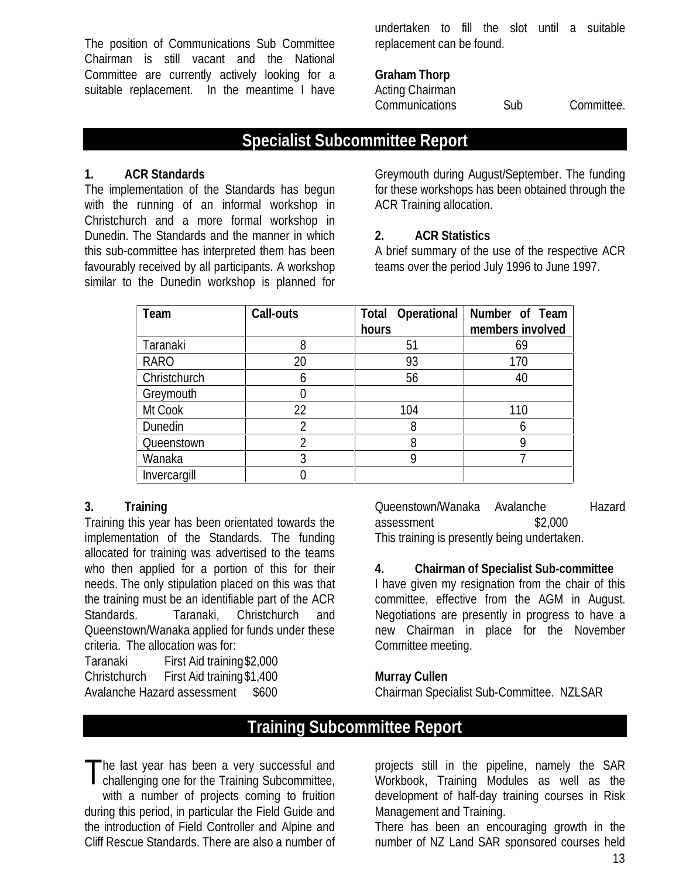The position of Communications Sub Committee Chairman is still vacant and the National Committee are currently actively looking for a suitable replacement. In the meantime I have undertaken to fill the slot until a suitable replacement can be found.

**Graham Thorp**
Acting Chairman
Communications Sub Committee.

## Specialist Subcommittee Report

### 1. ACR Standards

The implementation of the Standards has begun with the running of an informal workshop in Christchurch and a more formal workshop in Dunedin. The Standards and the manner in which this sub-committee has interpreted them has been favourably received by all participants. A workshop similar to the Dunedin workshop is planned for Greymouth during August/September. The funding for these workshops has been obtained through the ACR Training allocation.

### 2. ACR Statistics

A brief summary of the use of the respective ACR teams over the period July 1996 to June 1997.

| Team | Call-outs | Total Operational hours | Number of Team members involved |
|---|---|---|---|
| Taranaki | 8 | 51 | 69 |
| RARO | 20 | 93 | 170 |
| Christchurch | 6 | 56 | 40 |
| Greymouth | 0 | | |
| Mt Cook | 22 | 104 | 110 |
| Dunedin | 2 | 8 | 6 |
| Queenstown | 2 | 8 | 9 |
| Wanaka | 3 | 9 | 7 |
| Invercargill | 0 | | |

### 3. Training

Training this year has been orientated towards the implementation of the Standards. The funding allocated for training was advertised to the teams who then applied for a portion of this for their needs. The only stipulation placed on this was that the training must be an identifiable part of the ACR Standards. Taranaki, Christchurch and Queenstown/Wanaka applied for funds under these criteria. The allocation was for:

Taranaki First Aid training $2,000
Christchurch First Aid training $1,400
Avalanche Hazard assessment $600
Queenstown/Wanaka Avalanche Hazard assessment $2,000

This training is presently being undertaken.

### 4. Chairman of Specialist Sub-committee

I have given my resignation from the chair of this committee, effective from the AGM in August. Negotiations are presently in progress to have a new Chairman in place for the November Committee meeting.

**Murray Cullen**
Chairman Specialist Sub-Committee. NZLSAR

## Training Subcommittee Report

The last year has been a very successful and challenging one for the Training Subcommittee, with a number of projects coming to fruition during this period, in particular the Field Guide and the introduction of Field Controller and Alpine and Cliff Rescue Standards. There are also a number of projects still in the pipeline, namely the SAR Workbook, Training Modules as well as the development of half-day training courses in Risk Management and Training.

There has been an encouraging growth in the number of NZ Land SAR sponsored courses held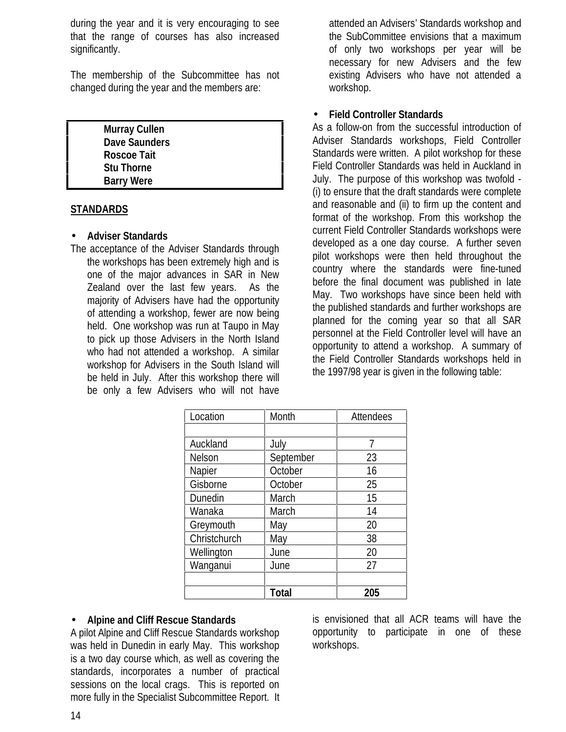during the year and it is very encouraging to see that the range of courses has also increased significantly.

The membership of the Subcommittee has not changed during the year and the members are:

**Murray Cullen**
**Dave Saunders**
**Roscoe Tait**
**Stu Thorne**
**Barry Were**

## STANDARDS

- **Adviser Standards**

The acceptance of the Adviser Standards through the workshops has been extremely high and is one of the major advances in SAR in New Zealand over the last few years. As the majority of Advisers have had the opportunity of attending a workshop, fewer are now being held. One workshop was run at Taupo in May to pick up those Advisers in the North Island who had not attended a workshop. A similar workshop for Advisers in the South Island will be held in July. After this workshop there will be only a few Advisers who will not have attended an Advisers' Standards workshop and the SubCommittee envisions that a maximum of only two workshops per year will be necessary for new Advisers and the few existing Advisers who have not attended a workshop.

- **Field Controller Standards**

As a follow-on from the successful introduction of Adviser Standards workshops, Field Controller Standards were written. A pilot workshop for these Field Controller Standards was held in Auckland in July. The purpose of this workshop was twofold - (i) to ensure that the draft standards were complete and reasonable and (ii) to firm up the content and format of the workshop. From this workshop the current Field Controller Standards workshops were developed as a one day course. A further seven pilot workshops were then held throughout the country where the standards were fine-tuned before the final document was published in late May. Two workshops have since been held with the published standards and further workshops are planned for the coming year so that all SAR personnel at the Field Controller level will have an opportunity to attend a workshop. A summary of the Field Controller Standards workshops held in the 1997/98 year is given in the following table:

| Location | Month | Attendees |
|---|---|---|
| | | |
| Auckland | July | 7 |
| Nelson | September | 23 |
| Napier | October | 16 |
| Gisborne | October | 25 |
| Dunedin | March | 15 |
| Wanaka | March | 14 |
| Greymouth | May | 20 |
| Christchurch | May | 38 |
| Wellington | June | 20 |
| Wanganui | June | 27 |
| | | |
| | **Total** | **205** |

- **Alpine and Cliff Rescue Standards**

A pilot Alpine and Cliff Rescue Standards workshop was held in Dunedin in early May. This workshop is a two day course which, as well as covering the standards, incorporates a number of practical sessions on the local crags. This is reported on more fully in the Specialist Subcommittee Report. It is envisioned that all ACR teams will have the opportunity to participate in one of these workshops.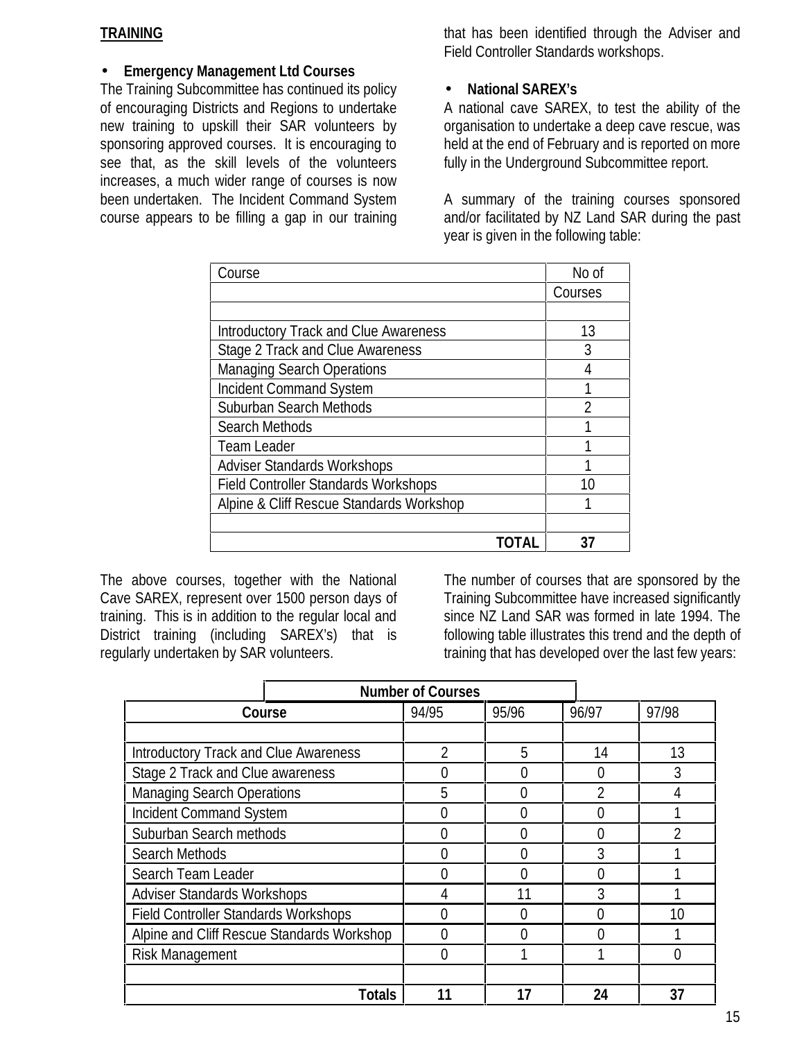## TRAINING

- **Emergency Management Ltd Courses**

The Training Subcommittee has continued its policy of encouraging Districts and Regions to undertake new training to upskill their SAR volunteers by sponsoring approved courses. It is encouraging to see that, as the skill levels of the volunteers increases, a much wider range of courses is now been undertaken. The Incident Command System course appears to be filling a gap in our training that has been identified through the Adviser and Field Controller Standards workshops.

- **National SAREX's**

A national cave SAREX, to test the ability of the organisation to undertake a deep cave rescue, was held at the end of February and is reported on more fully in the Underground Subcommittee report.

A summary of the training courses sponsored and/or facilitated by NZ Land SAR during the past year is given in the following table:

| Course | No of Courses |
|---|---|
| | |
| Introductory Track and Clue Awareness | 13 |
| Stage 2 Track and Clue Awareness | 3 |
| Managing Search Operations | 4 |
| Incident Command System | 1 |
| Suburban Search Methods | 2 |
| Search Methods | 1 |
| Team Leader | 1 |
| Adviser Standards Workshops | 1 |
| Field Controller Standards Workshops | 10 |
| Alpine & Cliff Rescue Standards Workshop | 1 |
| | |
| **TOTAL** | **37** |

The above courses, together with the National Cave SAREX, represent over 1500 person days of training. This is in addition to the regular local and District training (including SAREX's) that is regularly undertaken by SAR volunteers.

The number of courses that are sponsored by the Training Subcommittee have increased significantly since NZ Land SAR was formed in late 1994. The following table illustrates this trend and the depth of training that has developed over the last few years:

| | **Number of Courses** | | | |
|---|---|---|---|---|
| **Course** | 94/95 | 95/96 | 96/97 | 97/98 |
| | | | | |
| Introductory Track and Clue Awareness | 2 | 5 | 14 | 13 |
| Stage 2 Track and Clue awareness | 0 | 0 | 0 | 3 |
| Managing Search Operations | 5 | 0 | 2 | 4 |
| Incident Command System | 0 | 0 | 0 | 1 |
| Suburban Search methods | 0 | 0 | 0 | 2 |
| Search Methods | 0 | 0 | 3 | 1 |
| Search Team Leader | 0 | 0 | 0 | 1 |
| Adviser Standards Workshops | 4 | 11 | 3 | 1 |
| Field Controller Standards Workshops | 0 | 0 | 0 | 10 |
| Alpine and Cliff Rescue Standards Workshop | 0 | 0 | 0 | 1 |
| Risk Management | 0 | 1 | 1 | 0 |
| | | | | |
| **Totals** | **11** | **17** | **24** | **37** |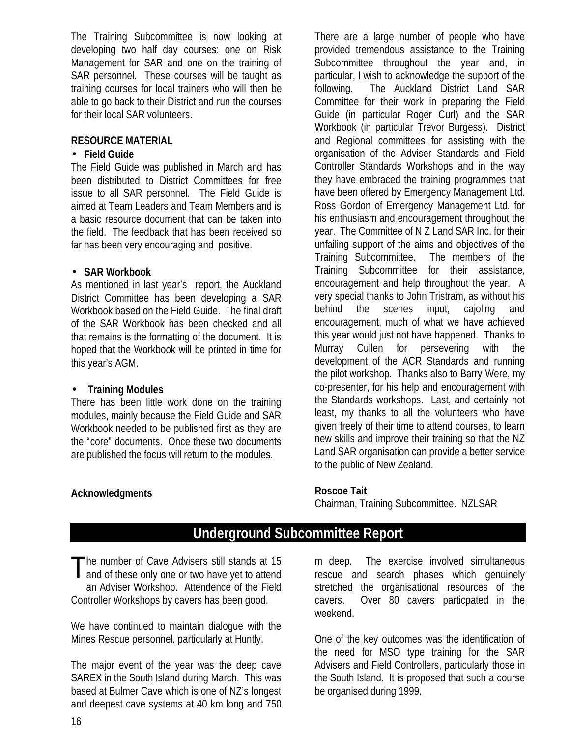The Training Subcommittee is now looking at developing two half day courses: one on Risk Management for SAR and one on the training of SAR personnel. These courses will be taught as training courses for local trainers who will then be able to go back to their District and run the courses for their local SAR volunteers.

**RESOURCE MATERIAL**

- **Field Guide**

The Field Guide was published in March and has been distributed to District Committees for free issue to all SAR personnel. The Field Guide is aimed at Team Leaders and Team Members and is a basic resource document that can be taken into the field. The feedback that has been received so far has been very encouraging and positive.

- **SAR Workbook**

As mentioned in last year's report, the Auckland District Committee has been developing a SAR Workbook based on the Field Guide. The final draft of the SAR Workbook has been checked and all that remains is the formatting of the document. It is hoped that the Workbook will be printed in time for this year's AGM.

- **Training Modules**

There has been little work done on the training modules, mainly because the Field Guide and SAR Workbook needed to be published first as they are the "core" documents. Once these two documents are published the focus will return to the modules.

**Acknowledgments**

There are a large number of people who have provided tremendous assistance to the Training Subcommittee throughout the year and, in particular, I wish to acknowledge the support of the following. The Auckland District Land SAR Committee for their work in preparing the Field Guide (in particular Roger Curl) and the SAR Workbook (in particular Trevor Burgess). District and Regional committees for assisting with the organisation of the Adviser Standards and Field Controller Standards Workshops and in the way they have embraced the training programmes that have been offered by Emergency Management Ltd. Ross Gordon of Emergency Management Ltd. for his enthusiasm and encouragement throughout the year. The Committee of N Z Land SAR Inc. for their unfailing support of the aims and objectives of the Training Subcommittee. The members of the Training Subcommittee for their assistance, encouragement and help throughout the year. A very special thanks to John Tristram, as without his behind the scenes input, cajoling and encouragement, much of what we have achieved this year would just not have happened. Thanks to Murray Cullen for persevering with the development of the ACR Standards and running the pilot workshop. Thanks also to Barry Were, my co-presenter, for his help and encouragement with the Standards workshops. Last, and certainly not least, my thanks to all the volunteers who have given freely of their time to attend courses, to learn new skills and improve their training so that the NZ Land SAR organisation can provide a better service to the public of New Zealand.

**Roscoe Tait**
Chairman, Training Subcommittee. NZLSAR

## Underground Subcommittee Report

The number of Cave Advisers still stands at 15 and of these only one or two have yet to attend an Adviser Workshop. Attendence of the Field Controller Workshops by cavers has been good.

We have continued to maintain dialogue with the Mines Rescue personnel, particularly at Huntly.

The major event of the year was the deep cave SAREX in the South Island during March. This was based at Bulmer Cave which is one of NZ's longest and deepest cave systems at 40 km long and 750 m deep. The exercise involved simultaneous rescue and search phases which genuinely stretched the organisational resources of the cavers. Over 80 cavers particpated in the weekend.

One of the key outcomes was the identification of the need for MSO type training for the SAR Advisers and Field Controllers, particularly those in the South Island. It is proposed that such a course be organised during 1999.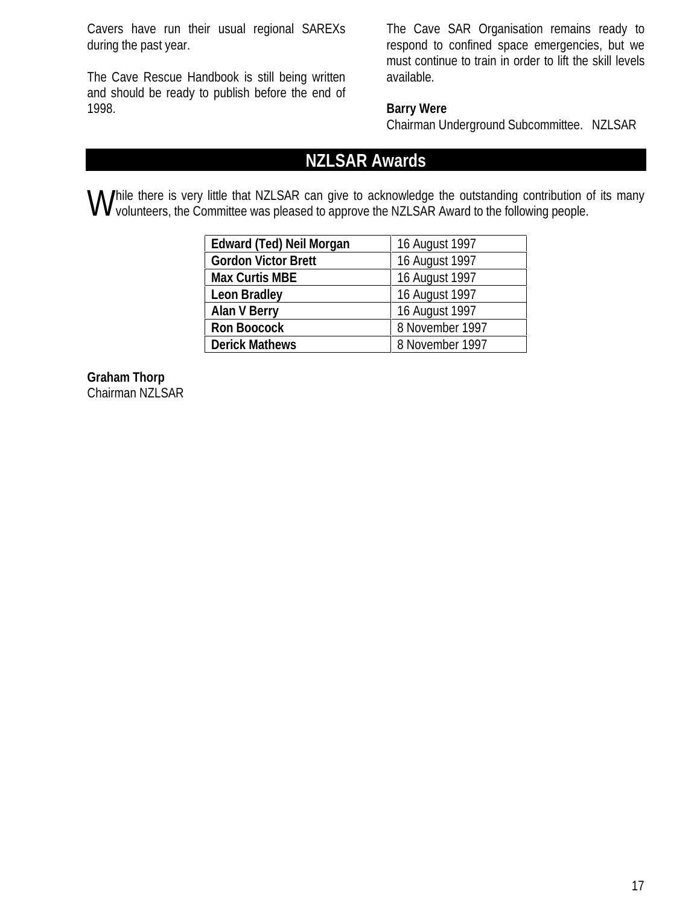Cavers have run their usual regional SAREXs during the past year.

The Cave Rescue Handbook is still being written and should be ready to publish before the end of 1998.

The Cave SAR Organisation remains ready to respond to confined space emergencies, but we must continue to train in order to lift the skill levels available.

**Barry Were**
Chairman Underground Subcommittee. NZLSAR

## NZLSAR Awards

While there is very little that NZLSAR can give to acknowledge the outstanding contribution of its many volunteers, the Committee was pleased to approve the NZLSAR Award to the following people.

| | |
|---|---|
| **Edward (Ted) Neil Morgan** | 16 August 1997 |
| **Gordon Victor Brett** | 16 August 1997 |
| **Max Curtis MBE** | 16 August 1997 |
| **Leon Bradley** | 16 August 1997 |
| **Alan V Berry** | 16 August 1997 |
| **Ron Boocock** | 8 November 1997 |
| **Derick Mathews** | 8 November 1997 |

**Graham Thorp**
Chairman NZLSAR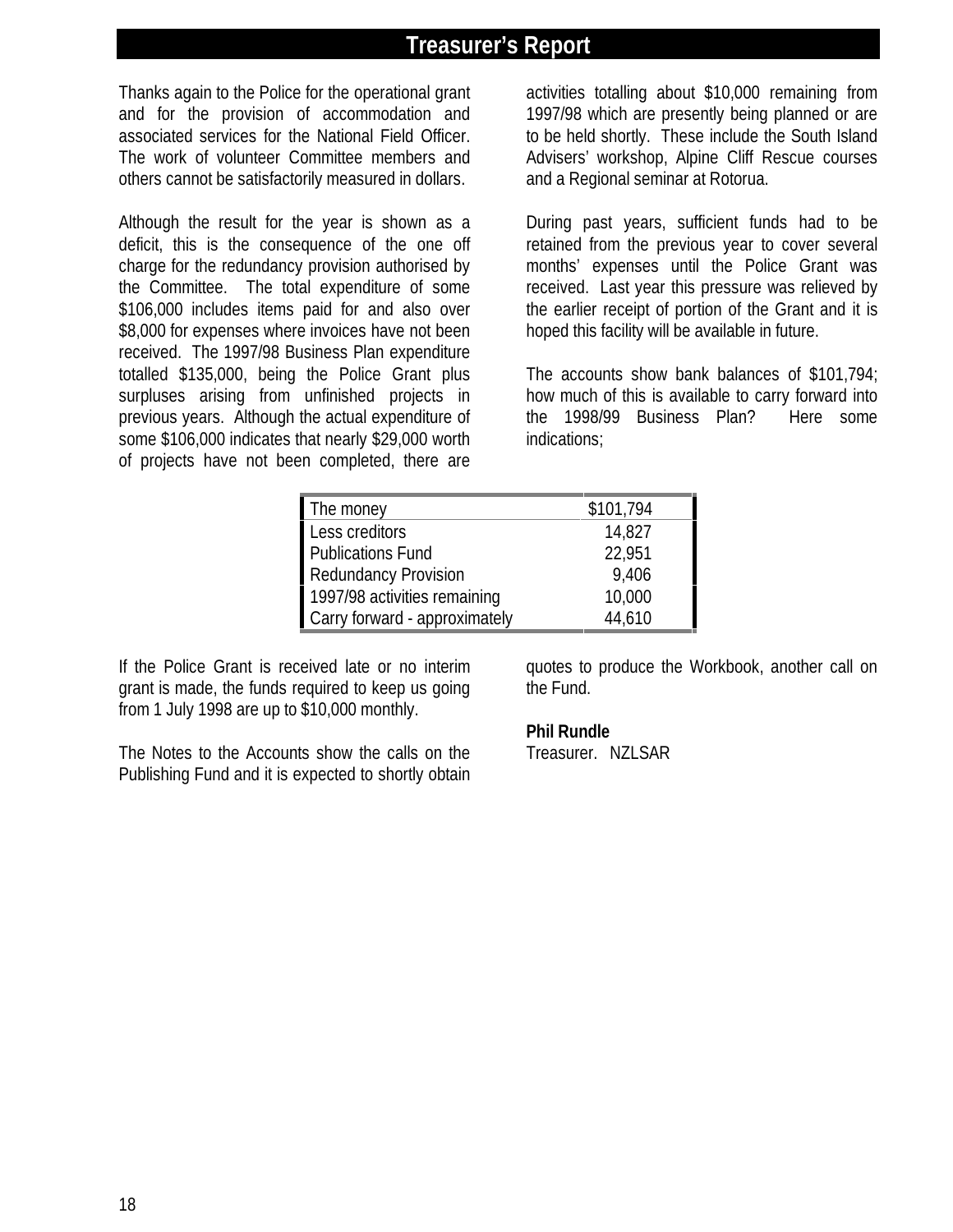# Treasurer's Report

Thanks again to the Police for the operational grant and for the provision of accommodation and associated services for the National Field Officer. The work of volunteer Committee members and others cannot be satisfactorily measured in dollars.

Although the result for the year is shown as a deficit, this is the consequence of the one off charge for the redundancy provision authorised by the Committee. The total expenditure of some $106,000 includes items paid for and also over $8,000 for expenses where invoices have not been received. The 1997/98 Business Plan expenditure totalled $135,000, being the Police Grant plus surpluses arising from unfinished projects in previous years. Although the actual expenditure of some $106,000 indicates that nearly $29,000 worth of projects have not been completed, there are activities totalling about $10,000 remaining from 1997/98 which are presently being planned or are to be held shortly. These include the South Island Advisers' workshop, Alpine Cliff Rescue courses and a Regional seminar at Rotorua.

During past years, sufficient funds had to be retained from the previous year to cover several months' expenses until the Police Grant was received. Last year this pressure was relieved by the earlier receipt of portion of the Grant and it is hoped this facility will be available in future.

The accounts show bank balances of $101,794; how much of this is available to carry forward into the 1998/99 Business Plan? Here some indications;

| The money | $101,794 |
|---|---|
| Less creditors | 14,827 |
| Publications Fund | 22,951 |
| Redundancy Provision | 9,406 |
| 1997/98 activities remaining | 10,000 |
| Carry forward - approximately | 44,610 |

If the Police Grant is received late or no interim grant is made, the funds required to keep us going from 1 July 1998 are up to $10,000 monthly.

The Notes to the Accounts show the calls on the Publishing Fund and it is expected to shortly obtain quotes to produce the Workbook, another call on the Fund.

**Phil Rundle**
Treasurer. NZLSAR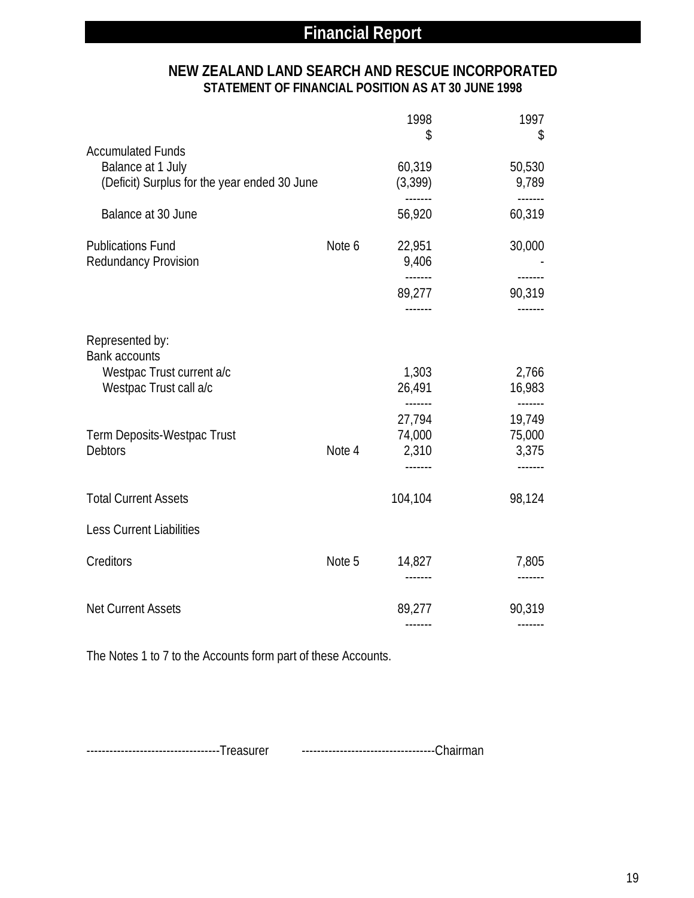# Financial Report

## NEW ZEALAND LAND SEARCH AND RESCUE INCORPORATED

### STATEMENT OF FINANCIAL POSITION AS AT 30 JUNE 1998

| | | 1998 $ | 1997 $ |
|---|---|---|---|
| Accumulated Funds | | | |
| Balance at 1 July | | 60,319 | 50,530 |
| (Deficit) Surplus for the year ended 30 June | | (3,399) | 9,789 |
| Balance at 30 June | | 56,920 | 60,319 |
| Publications Fund | Note 6 | 22,951 | 30,000 |
| Redundancy Provision | | 9,406 | - |
| | | 89,277 | 90,319 |
| Represented by: | | | |
| Bank accounts | | | |
| Westpac Trust current a/c | | 1,303 | 2,766 |
| Westpac Trust call a/c | | 26,491 | 16,983 |
| | | 27,794 | 19,749 |
| Term Deposits-Westpac Trust | | 74,000 | 75,000 |
| Debtors | Note 4 | 2,310 | 3,375 |
| Total Current Assets | | 104,104 | 98,124 |
| Less Current Liabilities | | | |
| Creditors | Note 5 | 14,827 | 7,805 |
| Net Current Assets | | 89,277 | 90,319 |

The Notes 1 to 7 to the Accounts form part of these Accounts.

----------------------------------Treasurer ----------------------------------Chairman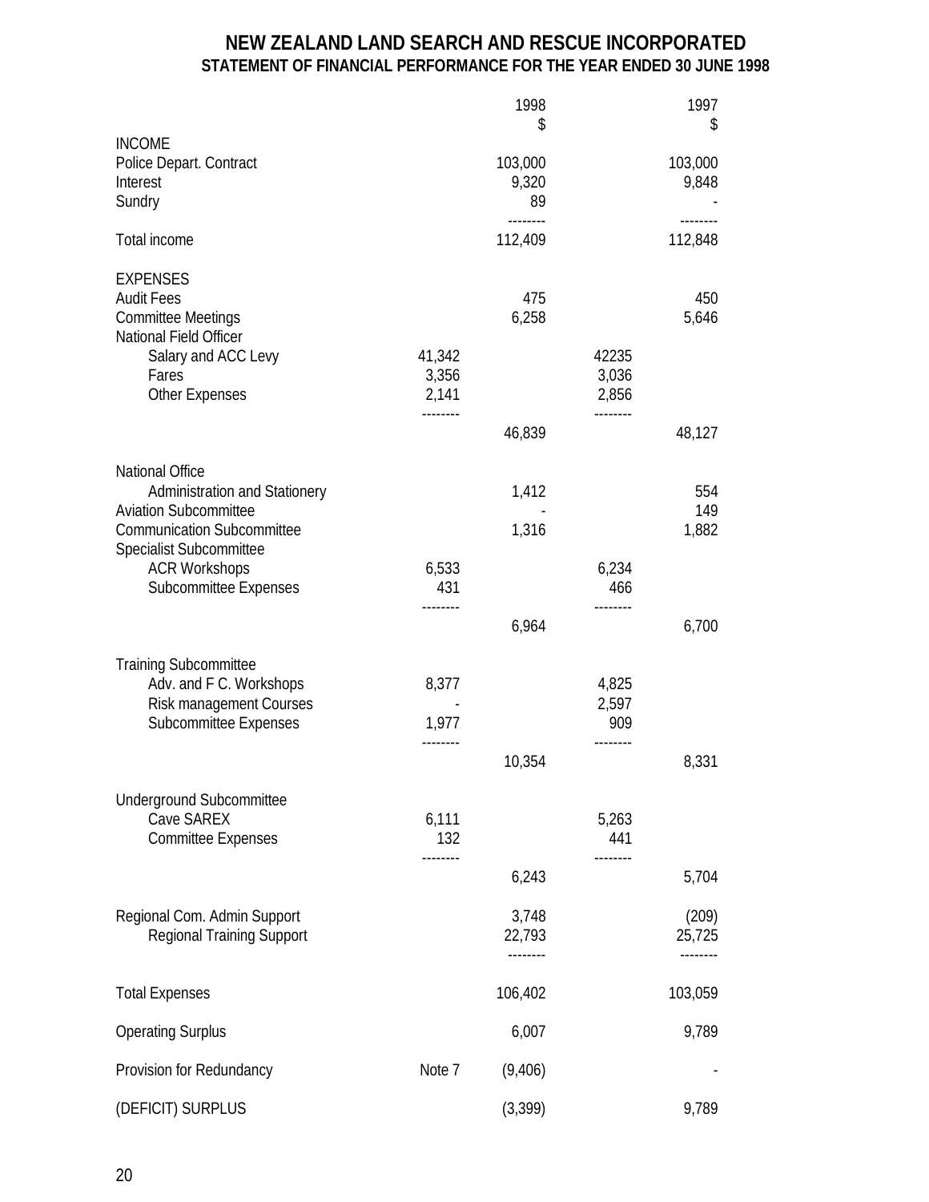# NEW ZEALAND LAND SEARCH AND RESCUE INCORPORATED

## STATEMENT OF FINANCIAL PERFORMANCE FOR THE YEAR ENDED 30 JUNE 1998

| | | 1998 $ | | 1997 $ |
|---|---|---|---|---|
| **INCOME** | | | | |
| Police Depart. Contract | | 103,000 | | 103,000 |
| Interest | | 9,320 | | 9,848 |
| Sundry | | 89 | | - |
| Total income | | 112,409 | | 112,848 |
| **EXPENSES** | | | | |
| Audit Fees | | 475 | | 450 |
| Committee Meetings | | 6,258 | | 5,646 |
| National Field Officer | | | | |
| Salary and ACC Levy | 41,342 | | 42235 | |
| Fares | 3,356 | | 3,036 | |
| Other Expenses | 2,141 | | 2,856 | |
| | | 46,839 | | 48,127 |
| National Office | | | | |
| Administration and Stationery | | 1,412 | | 554 |
| Aviation Subcommittee | | - | | 149 |
| Communication Subcommittee | | 1,316 | | 1,882 |
| Specialist Subcommittee | | | | |
| ACR Workshops | 6,533 | | 6,234 | |
| Subcommittee Expenses | 431 | | 466 | |
| | | 6,964 | | 6,700 |
| Training Subcommittee | | | | |
| Adv. and F C. Workshops | 8,377 | | 4,825 | |
| Risk management Courses | - | | 2,597 | |
| Subcommittee Expenses | 1,977 | | 909 | |
| | | 10,354 | | 8,331 |
| Underground Subcommittee | | | | |
| Cave SAREX | 6,111 | | 5,263 | |
| Committee Expenses | 132 | | 441 | |
| | | 6,243 | | 5,704 |
| Regional Com. Admin Support | | 3,748 | | (209) |
| Regional Training Support | | 22,793 | | 25,725 |
| Total Expenses | | 106,402 | | 103,059 |
| Operating Surplus | | 6,007 | | 9,789 |
| Provision for Redundancy | Note 7 | (9,406) | | - |
| (DEFICIT) SURPLUS | | (3,399) | | 9,789 |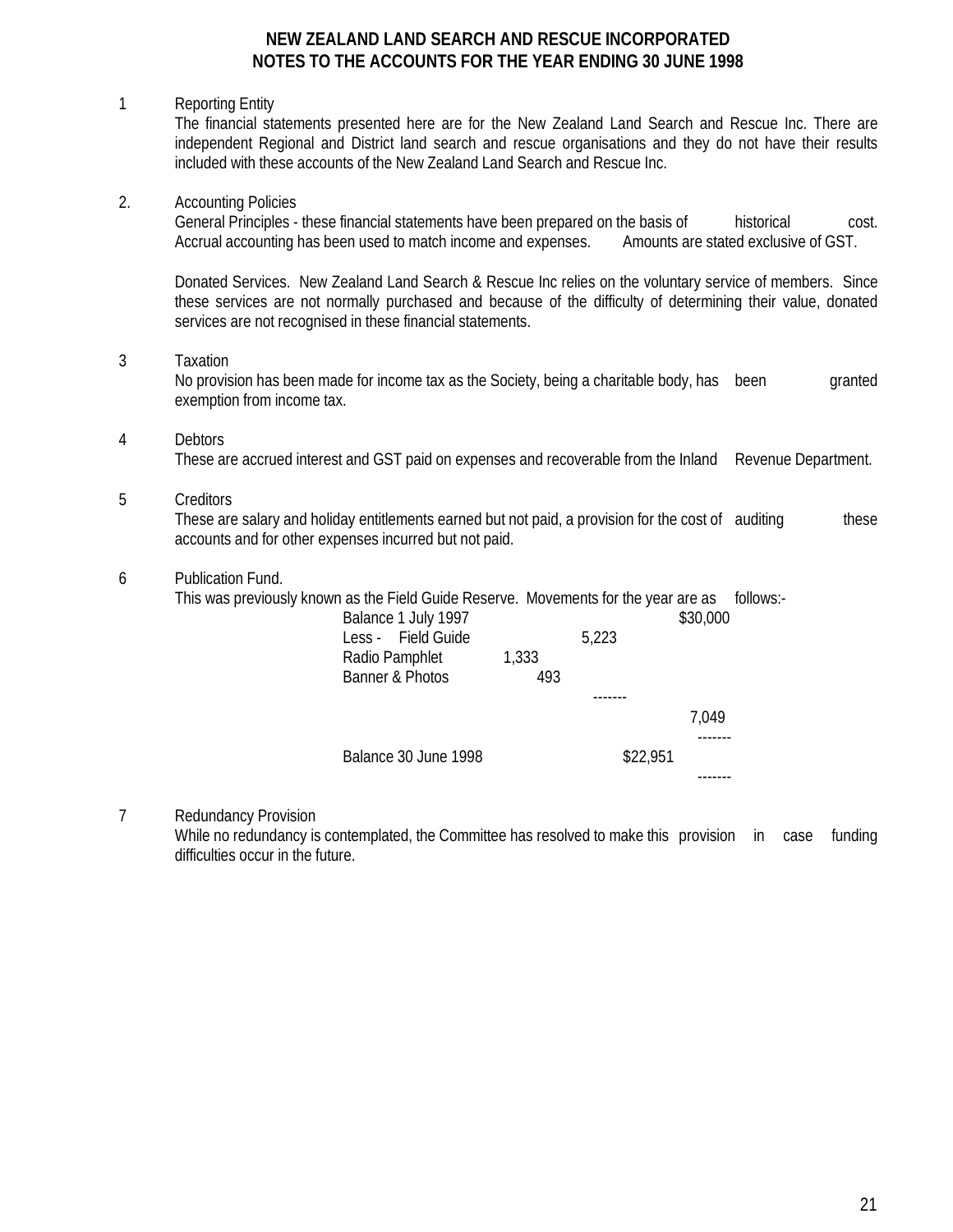# NEW ZEALAND LAND SEARCH AND RESCUE INCORPORATED
## NOTES TO THE ACCOUNTS FOR THE YEAR ENDING 30 JUNE 1998

1 Reporting Entity

The financial statements presented here are for the New Zealand Land Search and Rescue Inc. There are independent Regional and District land search and rescue organisations and they do not have their results included with these accounts of the New Zealand Land Search and Rescue Inc.

2. Accounting Policies

General Principles - these financial statements have been prepared on the basis of historical cost. Accrual accounting has been used to match income and expenses. Amounts are stated exclusive of GST.

Donated Services. New Zealand Land Search & Rescue Inc relies on the voluntary service of members. Since these services are not normally purchased and because of the difficulty of determining their value, donated services are not recognised in these financial statements.

3 Taxation

No provision has been made for income tax as the Society, being a charitable body, has been granted exemption from income tax.

4 Debtors

These are accrued interest and GST paid on expenses and recoverable from the Inland Revenue Department.

5 Creditors

These are salary and holiday entitlements earned but not paid, a provision for the cost of auditing these accounts and for other expenses incurred but not paid.

6 Publication Fund.

This was previously known as the Field Guide Reserve. Movements for the year are as follows:-

| | | | |
|---|---|---|---|
| Balance 1 July 1997 | | | $30,000 |
| Less - Field Guide | | 5,223 | |
| Radio Pamphlet | 1,333 | | |
| Banner & Photos | 493 | | |
| | | | 7,049 |
| Balance 30 June 1998 | | $22,951 | |

7 Redundancy Provision

While no redundancy is contemplated, the Committee has resolved to make this provision in case funding difficulties occur in the future.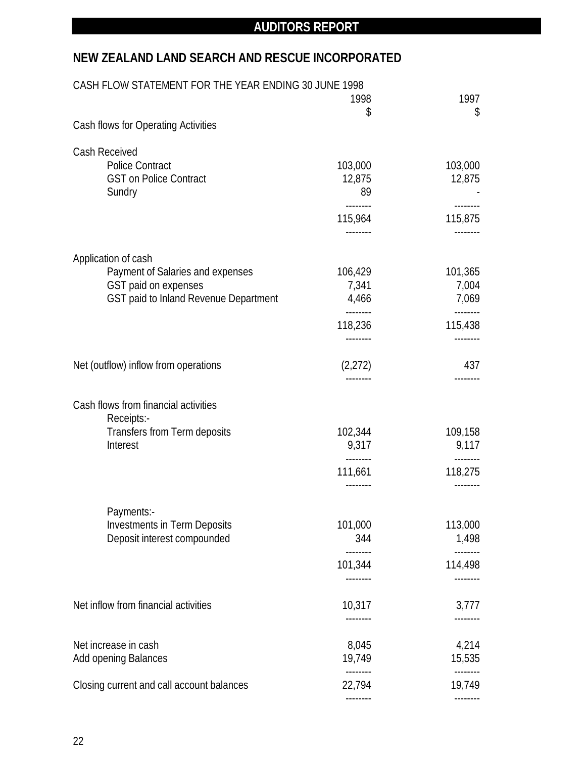## AUDITORS REPORT

## NEW ZEALAND LAND SEARCH AND RESCUE INCORPORATED

CASH FLOW STATEMENT FOR THE YEAR ENDING 30 JUNE 1998

| | 1998<br>$ | 1997<br>$ |
|---|---|---|
| **Cash flows for Operating Activities** | | |
| Cash Received | | |
| Police Contract | 103,000 | 103,000 |
| GST on Police Contract | 12,875 | 12,875 |
| Sundry | 89 | - |
| | 115,964 | 115,875 |
| Application of cash | | |
| Payment of Salaries and expenses | 106,429 | 101,365 |
| GST paid on expenses | 7,341 | 7,004 |
| GST paid to Inland Revenue Department | 4,466 | 7,069 |
| | 118,236 | 115,438 |
| Net (outflow) inflow from operations | (2,272) | 437 |
| **Cash flows from financial activities** | | |
| Receipts:- | | |
| Transfers from Term deposits | 102,344 | 109,158 |
| Interest | 9,317 | 9,117 |
| | 111,661 | 118,275 |
| Payments:- | | |
| Investments in Term Deposits | 101,000 | 113,000 |
| Deposit interest compounded | 344 | 1,498 |
| | 101,344 | 114,498 |
| Net inflow from financial activities | 10,317 | 3,777 |
| Net increase in cash | 8,045 | 4,214 |
| Add opening Balances | 19,749 | 15,535 |
| Closing current and call account balances | 22,794 | 19,749 |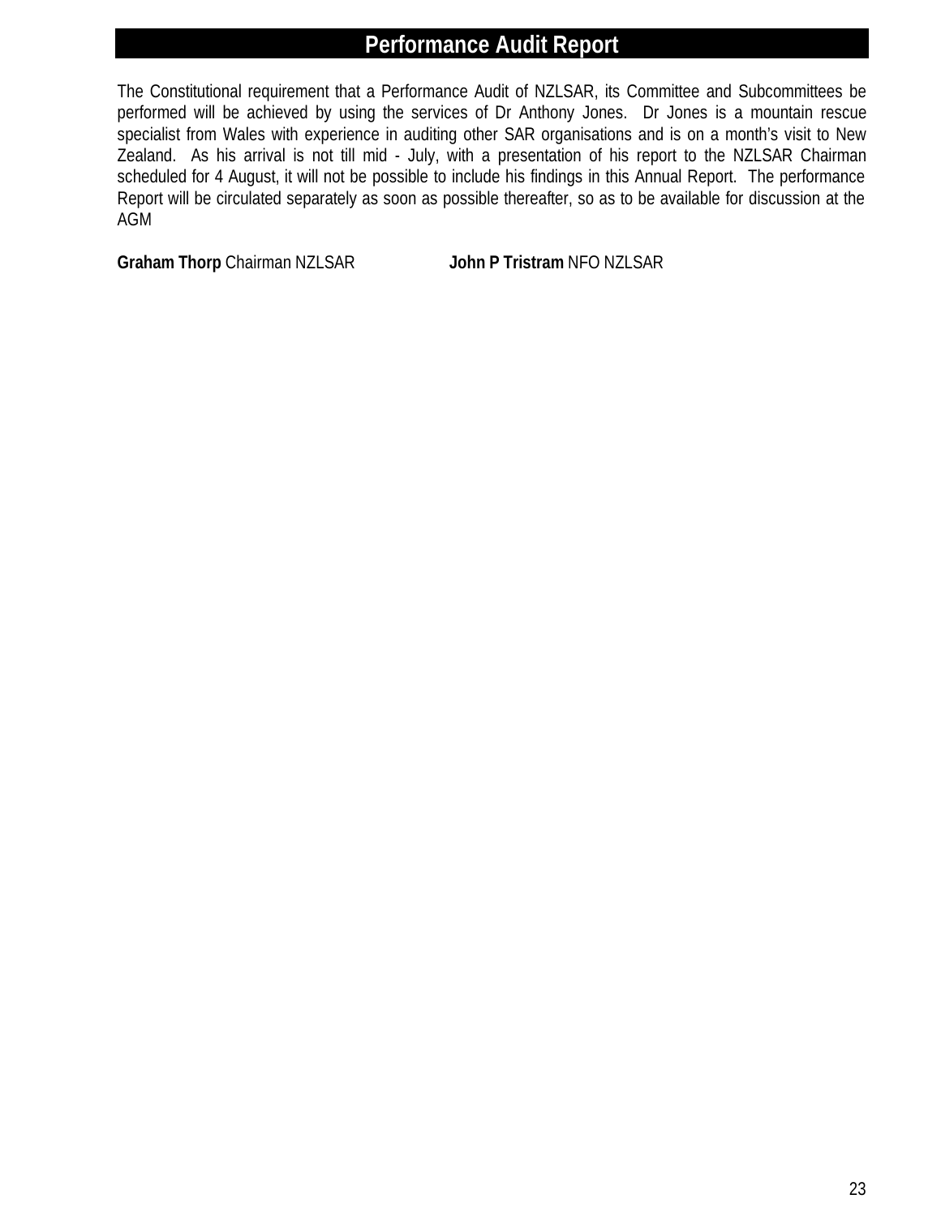# Performance Audit Report

The Constitutional requirement that a Performance Audit of NZLSAR, its Committee and Subcommittees be performed will be achieved by using the services of Dr Anthony Jones. Dr Jones is a mountain rescue specialist from Wales with experience in auditing other SAR organisations and is on a month's visit to New Zealand. As his arrival is not till mid - July, with a presentation of his report to the NZLSAR Chairman scheduled for 4 August, it will not be possible to include his findings in this Annual Report. The performance Report will be circulated separately as soon as possible thereafter, so as to be available for discussion at the AGM

**Graham Thorp** Chairman NZLSAR **John P Tristram** NFO NZLSAR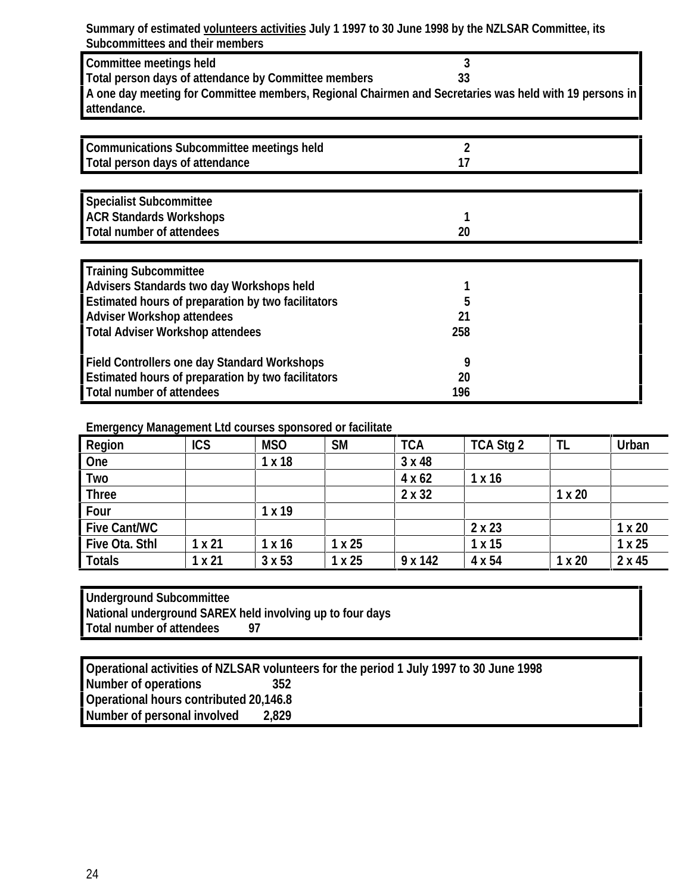**Summary of estimated <u>volunteers activities</u> July 1 1997 to 30 June 1998 by the NZLSAR Committee, its Subcommittees and their members**

| | |
|---|---|
| Committee meetings held | 3 |
| Total person days of attendance by Committee members | 33 |

A one day meeting for Committee members, Regional Chairmen and Secretaries was held with 19 persons in attendance.

| | |
|---|---|
| Communications Subcommittee meetings held | 2 |
| Total person days of attendance | 17 |

**Specialist Subcommittee**

| | |
|---|---|
| ACR Standards Workshops | 1 |
| Total number of attendees | 20 |

**Training Subcommittee**

| | |
|---|---|
| Advisers Standards two day Workshops held | 1 |
| Estimated hours of preparation by two facilitators | 5 |
| Adviser Workshop attendees | 21 |
| Total Adviser Workshop attendees | 258 |
| Field Controllers one day Standard Workshops | 9 |
| Estimated hours of preparation by two facilitators | 20 |
| Total number of attendees | 196 |

**Emergency Management Ltd courses sponsored or facilitate**

| Region | ICS | MSO | SM | TCA | TCA Stg 2 | TL | Urban |
|---|---|---|---|---|---|---|---|
| One | | 1 x 18 | | 3 x 48 | | | |
| Two | | | | 4 x 62 | 1 x 16 | | |
| Three | | | | 2 x 32 | | 1 x 20 | |
| Four | | 1 x 19 | | | | | |
| Five Cant/WC | | | | | 2 x 23 | | 1 x 20 |
| Five Ota. Sthl | 1 x 21 | 1 x 16 | 1 x 25 | | 1 x 15 | | 1 x 25 |
| Totals | 1 x 21 | 3 x 53 | 1 x 25 | 9 x 142 | 4 x 54 | 1 x 20 | 2 x 45 |

**Underground Subcommittee**

National underground SAREX held involving up to four days

Total number of attendees 97

**Operational activities of NZLSAR volunteers for the period 1 July 1997 to 30 June 1998**

| | |
|---|---|
| Number of operations | 352 |
| Operational hours contributed | 20,146.8 |
| Number of personal involved | 2,829 |